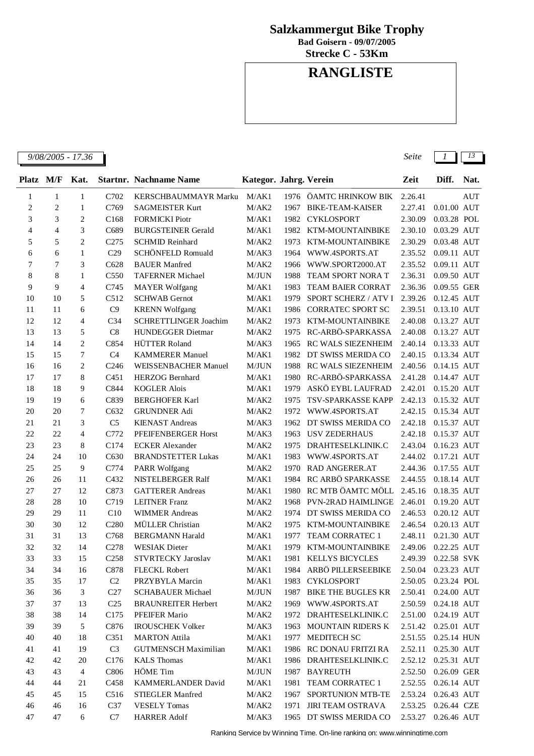# Salzkammergut Bike Trophy

**Bad Goisern - 09/07/2005**

**Strecke C - 53Km**

# RANGLISTE

*9/08/2005 - 17.36*

| Platz | M/F | Kat. | Startnr. | Nachname Name | Kategor. | Jahrg. | Verein | Zeit | Diff. | Nat. |
|---|---|---|---|---|---|---|---|---|---|---|
| 1 | 1 | 1 | C702 | KERSCHBAUMMAYR Marku | M/AK1 | 1976 | ÖAMTC HRINKOW BIK | 2.26.41 | | AUT |
| 2 | 2 | 1 | C769 | SAGMEISTER Kurt | M/AK2 | 1967 | BIKE-TEAM-KAISER | 2.27.41 | 0.01.00 | AUT |
| 3 | 3 | 2 | C168 | FORMICKI Piotr | M/AK1 | 1982 | CYKLOSPORT | 2.30.09 | 0.03.28 | POL |
| 4 | 4 | 3 | C689 | BURGSTEINER Gerald | M/AK1 | 1982 | KTM-MOUNTAINBIKE | 2.30.10 | 0.03.29 | AUT |
| 5 | 5 | 2 | C275 | SCHMID Reinhard | M/AK2 | 1973 | KTM-MOUNTAINBIKE | 2.30.29 | 0.03.48 | AUT |
| 6 | 6 | 1 | C29 | SCHÖNFELD Romuald | M/AK3 | 1964 | WWW.4SPORTS.AT | 2.35.52 | 0.09.11 | AUT |
| 7 | 7 | 3 | C628 | BAUER Manfred | M/AK2 | 1966 | WWW.SPORT2000.AT | 2.35.52 | 0.09.11 | AUT |
| 8 | 8 | 1 | C550 | TAFERNER Michael | M/JUN | 1988 | TEAM SPORT NORA T | 2.36.31 | 0.09.50 | AUT |
| 9 | 9 | 4 | C745 | MAYER Wolfgang | M/AK1 | 1983 | TEAM BAIER CORRAT | 2.36.36 | 0.09.55 | GER |
| 10 | 10 | 5 | C512 | SCHWAB Gernot | M/AK1 | 1979 | SPORT SCHERZ / ATV I | 2.39.26 | 0.12.45 | AUT |
| 11 | 11 | 6 | C9 | KRENN Wolfgang | M/AK1 | 1986 | CORRATEC SPORT SC | 2.39.51 | 0.13.10 | AUT |
| 12 | 12 | 4 | C34 | SCHRETTLINGER Joachim | M/AK2 | 1973 | KTM-MOUNTAINBIKE | 2.40.08 | 0.13.27 | AUT |
| 13 | 13 | 5 | C8 | HUNDEGGER Dietmar | M/AK2 | 1975 | RC-ARBÖ-SPARKASSA | 2.40.08 | 0.13.27 | AUT |
| 14 | 14 | 2 | C854 | HÜTTER Roland | M/AK3 | 1965 | RC WALS SIEZENHEIM | 2.40.14 | 0.13.33 | AUT |
| 15 | 15 | 7 | C4 | KAMMERER Manuel | M/AK1 | 1982 | DT SWISS MERIDA CO | 2.40.15 | 0.13.34 | AUT |
| 16 | 16 | 2 | C246 | WEISSENBACHER Manuel | M/JUN | 1988 | RC WALS SIEZENHEIM | 2.40.56 | 0.14.15 | AUT |
| 17 | 17 | 8 | C451 | HERZOG Bernhard | M/AK1 | 1980 | RC-ARBÖ-SPARKASSA | 2.41.28 | 0.14.47 | AUT |
| 18 | 18 | 9 | C844 | KOGLER Alois | M/AK1 | 1979 | ASKÖ EYBL LAUFRAD | 2.42.01 | 0.15.20 | AUT |
| 19 | 19 | 6 | C839 | BERGHOFER Karl | M/AK2 | 1975 | TSV-SPARKASSE KAPP | 2.42.13 | 0.15.32 | AUT |
| 20 | 20 | 7 | C632 | GRUNDNER Adi | M/AK2 | 1972 | WWW.4SPORTS.AT | 2.42.15 | 0.15.34 | AUT |
| 21 | 21 | 3 | C5 | KIENAST Andreas | M/AK3 | 1962 | DT SWISS MERIDA CO | 2.42.18 | 0.15.37 | AUT |
| 22 | 22 | 4 | C772 | PFEIFENBERGER Horst | M/AK3 | 1963 | USV ZEDERHAUS | 2.42.18 | 0.15.37 | AUT |
| 23 | 23 | 8 | C174 | ECKER Alexander | M/AK2 | 1975 | DRAHTESELKLINIK.C | 2.43.04 | 0.16.23 | AUT |
| 24 | 24 | 10 | C630 | BRANDSTETTER Lukas | M/AK1 | 1983 | WWW.4SPORTS.AT | 2.44.02 | 0.17.21 | AUT |
| 25 | 25 | 9 | C774 | PARR Wolfgang | M/AK2 | 1970 | RAD ANGERER.AT | 2.44.36 | 0.17.55 | AUT |
| 26 | 26 | 11 | C432 | NISTELBERGER Ralf | M/AK1 | 1984 | RC ARBÖ SPARKASSE | 2.44.55 | 0.18.14 | AUT |
| 27 | 27 | 12 | C873 | GATTERER Andreas | M/AK1 | 1980 | RC MTB ÖAMTC MÖLL | 2.45.16 | 0.18.35 | AUT |
| 28 | 28 | 10 | C719 | LEITNER Franz | M/AK2 | 1968 | PVN-2RAD HAIMLINGE | 2.46.01 | 0.19.20 | AUT |
| 29 | 29 | 11 | C10 | WIMMER Andreas | M/AK2 | 1974 | DT SWISS MERIDA CO | 2.46.53 | 0.20.12 | AUT |
| 30 | 30 | 12 | C280 | MÜLLER Christian | M/AK2 | 1975 | KTM-MOUNTAINBIKE | 2.46.54 | 0.20.13 | AUT |
| 31 | 31 | 13 | C768 | BERGMANN Harald | M/AK1 | 1977 | TEAM CORRATEC 1 | 2.48.11 | 0.21.30 | AUT |
| 32 | 32 | 14 | C278 | WESIAK Dieter | M/AK1 | 1979 | KTM-MOUNTAINBIKE | 2.49.06 | 0.22.25 | AUT |
| 33 | 33 | 15 | C258 | STVRTECKY Jaroslav | M/AK1 | 1981 | KELLYS BICYCLES | 2.49.39 | 0.22.58 | SVK |
| 34 | 34 | 16 | C878 | FLECKL Robert | M/AK1 | 1984 | ARBÖ PILLERSEEBIKE | 2.50.04 | 0.23.23 | AUT |
| 35 | 35 | 17 | C2 | PRZYBYLA Marcin | M/AK1 | 1983 | CYKLOSPORT | 2.50.05 | 0.23.24 | POL |
| 36 | 36 | 3 | C27 | SCHABAUER Michael | M/JUN | 1987 | BIKE THE BUGLES KR | 2.50.41 | 0.24.00 | AUT |
| 37 | 37 | 13 | C25 | BRAUNREITER Herbert | M/AK2 | 1969 | WWW.4SPORTS.AT | 2.50.59 | 0.24.18 | AUT |
| 38 | 38 | 14 | C175 | PFEIFER Mario | M/AK2 | 1972 | DRAHTESELKLINIK.C | 2.51.00 | 0.24.19 | AUT |
| 39 | 39 | 5 | C876 | IROUSCHEK Volker | M/AK3 | 1963 | MOUNTAIN RIDERS K | 2.51.42 | 0.25.01 | AUT |
| 40 | 40 | 18 | C351 | MARTON Attila | M/AK1 | 1977 | MEDITECH SC | 2.51.55 | 0.25.14 | HUN |
| 41 | 41 | 19 | C3 | GUTMENSCH Maximilian | M/AK1 | 1986 | RC DONAU FRITZI RA | 2.52.11 | 0.25.30 | AUT |
| 42 | 42 | 20 | C176 | KALS Thomas | M/AK1 | 1986 | DRAHTESELKLINIK.C | 2.52.12 | 0.25.31 | AUT |
| 43 | 43 | 4 | C806 | HÖME Tim | M/JUN | 1987 | BAYREUTH | 2.52.50 | 0.26.09 | GER |
| 44 | 44 | 21 | C458 | KAMMERLANDER David | M/AK1 | 1981 | TEAM CORRATEC 1 | 2.52.55 | 0.26.14 | AUT |
| 45 | 45 | 15 | C516 | STIEGLER Manfred | M/AK2 | 1967 | SPORTUNION MTB-TE | 2.53.24 | 0.26.43 | AUT |
| 46 | 46 | 16 | C37 | VESELY Tomas | M/AK2 | 1971 | JIRI TEAM OSTRAVA | 2.53.25 | 0.26.44 | CZE |
| 47 | 47 | 6 | C7 | HARRER Adolf | M/AK3 | 1965 | DT SWISS MERIDA CO | 2.53.27 | 0.26.46 | AUT |

Ranking Service by Winning Time. On-line ranking on: www.winningtime.com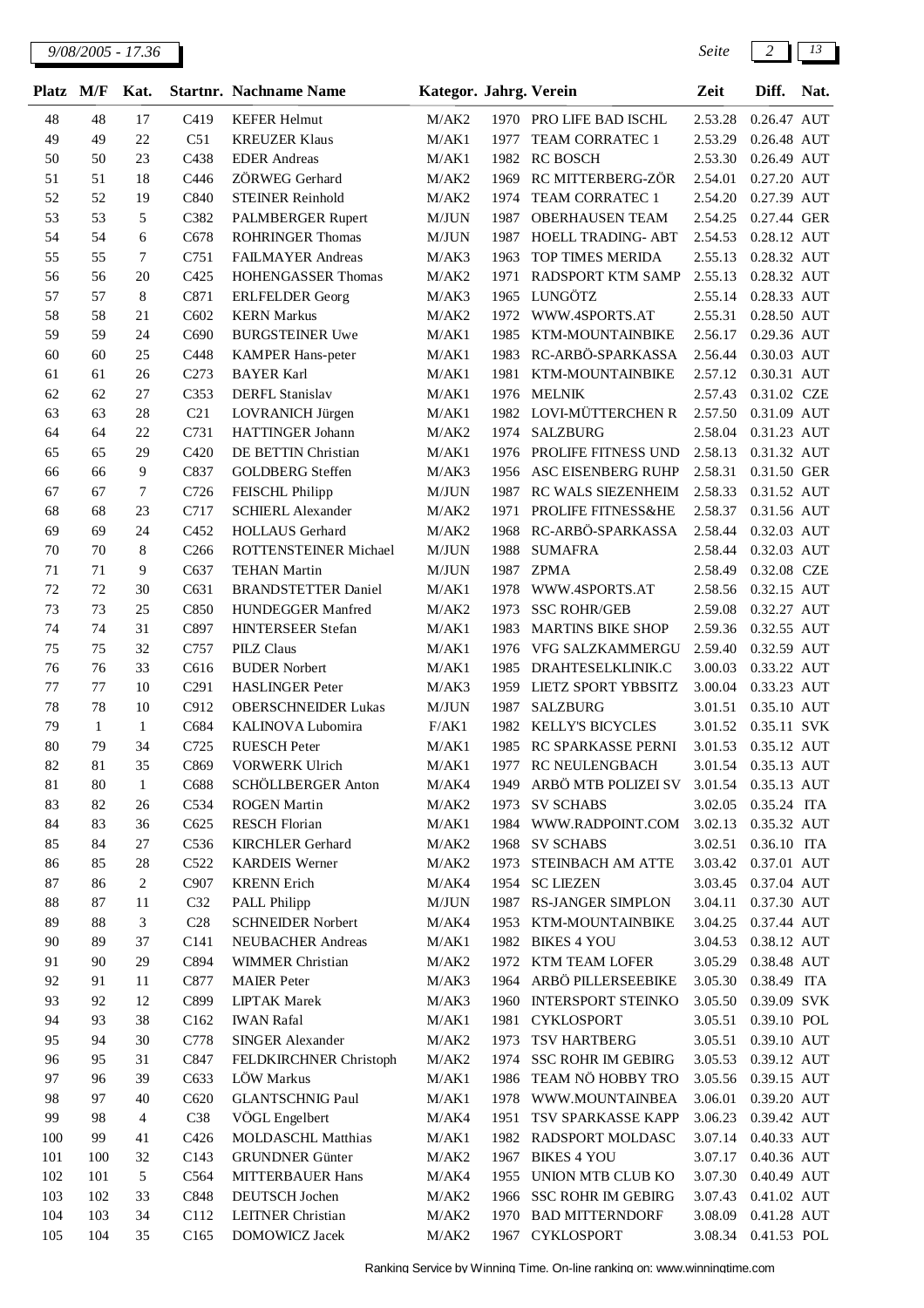| Platz | M/F | Kat. | Startnr. | Nachname Name | Kategor. | Jahrg. | Verein | Zeit | Diff. | Nat. |
|---|---|---|---|---|---|---|---|---|---|---|
| 48 | 48 | 17 | C419 | KEFER Helmut | M/AK2 | 1970 | PRO LIFE BAD ISCHL | 2.53.28 | 0.26.47 | AUT |
| 49 | 49 | 22 | C51 | KREUZER Klaus | M/AK1 | 1977 | TEAM CORRATEC 1 | 2.53.29 | 0.26.48 | AUT |
| 50 | 50 | 23 | C438 | EDER Andreas | M/AK1 | 1982 | RC BOSCH | 2.53.30 | 0.26.49 | AUT |
| 51 | 51 | 18 | C446 | ZÖRWEG Gerhard | M/AK2 | 1969 | RC MITTERBERG-ZÖR | 2.54.01 | 0.27.20 | AUT |
| 52 | 52 | 19 | C840 | STEINER Reinhold | M/AK2 | 1974 | TEAM CORRATEC 1 | 2.54.20 | 0.27.39 | AUT |
| 53 | 53 | 5 | C382 | PALMBERGER Rupert | M/JUN | 1987 | OBERHAUSEN TEAM | 2.54.25 | 0.27.44 | GER |
| 54 | 54 | 6 | C678 | ROHRINGER Thomas | M/JUN | 1987 | HOELL TRADING- ABT | 2.54.53 | 0.28.12 | AUT |
| 55 | 55 | 7 | C751 | FAILMAYER Andreas | M/AK3 | 1963 | TOP TIMES MERIDA | 2.55.13 | 0.28.32 | AUT |
| 56 | 56 | 20 | C425 | HOHENGASSER Thomas | M/AK2 | 1971 | RADSPORT KTM SAMP | 2.55.13 | 0.28.32 | AUT |
| 57 | 57 | 8 | C871 | ERLFELDER Georg | M/AK3 | 1965 | LUNGÖTZ | 2.55.14 | 0.28.33 | AUT |
| 58 | 58 | 21 | C602 | KERN Markus | M/AK2 | 1972 | WWW.4SPORTS.AT | 2.55.31 | 0.28.50 | AUT |
| 59 | 59 | 24 | C690 | BURGSTEINER Uwe | M/AK1 | 1985 | KTM-MOUNTAINBIKE | 2.56.17 | 0.29.36 | AUT |
| 60 | 60 | 25 | C448 | KAMPER Hans-peter | M/AK1 | 1983 | RC-ARBÖ-SPARKASSA | 2.56.44 | 0.30.03 | AUT |
| 61 | 61 | 26 | C273 | BAYER Karl | M/AK1 | 1981 | KTM-MOUNTAINBIKE | 2.57.12 | 0.30.31 | AUT |
| 62 | 62 | 27 | C353 | DERFL Stanislav | M/AK1 | 1976 | MELNIK | 2.57.43 | 0.31.02 | CZE |
| 63 | 63 | 28 | C21 | LOVRANICH Jürgen | M/AK1 | 1982 | LOVI-MÜTTERCHEN R | 2.57.50 | 0.31.09 | AUT |
| 64 | 64 | 22 | C731 | HATTINGER Johann | M/AK2 | 1974 | SALZBURG | 2.58.04 | 0.31.23 | AUT |
| 65 | 65 | 29 | C420 | DE BETTIN Christian | M/AK1 | 1976 | PROLIFE FITNESS UND | 2.58.13 | 0.31.32 | AUT |
| 66 | 66 | 9 | C837 | GOLDBERG Steffen | M/AK3 | 1956 | ASC EISENBERG RUHP | 2.58.31 | 0.31.50 | GER |
| 67 | 67 | 7 | C726 | FEISCHL Philipp | M/JUN | 1987 | RC WALS SIEZENHEIM | 2.58.33 | 0.31.52 | AUT |
| 68 | 68 | 23 | C717 | SCHIERL Alexander | M/AK2 | 1971 | PROLIFE FITNESS&HE | 2.58.37 | 0.31.56 | AUT |
| 69 | 69 | 24 | C452 | HOLLAUS Gerhard | M/AK2 | 1968 | RC-ARBÖ-SPARKASSA | 2.58.44 | 0.32.03 | AUT |
| 70 | 70 | 8 | C266 | ROTTENSTEINER Michael | M/JUN | 1988 | SUMAFRA | 2.58.44 | 0.32.03 | AUT |
| 71 | 71 | 9 | C637 | TEHAN Martin | M/JUN | 1987 | ZPMA | 2.58.49 | 0.32.08 | CZE |
| 72 | 72 | 30 | C631 | BRANDSTETTER Daniel | M/AK1 | 1978 | WWW.4SPORTS.AT | 2.58.56 | 0.32.15 | AUT |
| 73 | 73 | 25 | C850 | HUNDEGGER Manfred | M/AK2 | 1973 | SSC ROHR/GEB | 2.59.08 | 0.32.27 | AUT |
| 74 | 74 | 31 | C897 | HINTERSEER Stefan | M/AK1 | 1983 | MARTINS BIKE SHOP | 2.59.36 | 0.32.55 | AUT |
| 75 | 75 | 32 | C757 | PILZ Claus | M/AK1 | 1976 | VFG SALZKAMMERGU | 2.59.40 | 0.32.59 | AUT |
| 76 | 76 | 33 | C616 | BUDER Norbert | M/AK1 | 1985 | DRAHTESELKLINIK.C | 3.00.03 | 0.33.22 | AUT |
| 77 | 77 | 10 | C291 | HASLINGER Peter | M/AK3 | 1959 | LIETZ SPORT YBBSITZ | 3.00.04 | 0.33.23 | AUT |
| 78 | 78 | 10 | C912 | OBERSCHNEIDER Lukas | M/JUN | 1987 | SALZBURG | 3.01.51 | 0.35.10 | AUT |
| 79 | 1 | 1 | C684 | KALINOVA Lubomira | F/AK1 | 1982 | KELLY'S BICYCLES | 3.01.52 | 0.35.11 | SVK |
| 80 | 79 | 34 | C725 | RUESCH Peter | M/AK1 | 1985 | RC SPARKASSE PERNI | 3.01.53 | 0.35.12 | AUT |
| 82 | 81 | 35 | C869 | VORWERK Ulrich | M/AK1 | 1977 | RC NEULENGBACH | 3.01.54 | 0.35.13 | AUT |
| 81 | 80 | 1 | C688 | SCHÖLLBERGER Anton | M/AK4 | 1949 | ARBÖ MTB POLIZEI SV | 3.01.54 | 0.35.13 | AUT |
| 83 | 82 | 26 | C534 | ROGEN Martin | M/AK2 | 1973 | SV SCHABS | 3.02.05 | 0.35.24 | ITA |
| 84 | 83 | 36 | C625 | RESCH Florian | M/AK1 | 1984 | WWW.RADPOINT.COM | 3.02.13 | 0.35.32 | AUT |
| 85 | 84 | 27 | C536 | KIRCHLER Gerhard | M/AK2 | 1968 | SV SCHABS | 3.02.51 | 0.36.10 | ITA |
| 86 | 85 | 28 | C522 | KARDEIS Werner | M/AK2 | 1973 | STEINBACH AM ATTE | 3.03.42 | 0.37.01 | AUT |
| 87 | 86 | 2 | C907 | KRENN Erich | M/AK4 | 1954 | SC LIEZEN | 3.03.45 | 0.37.04 | AUT |
| 88 | 87 | 11 | C32 | PALL Philipp | M/JUN | 1987 | RS-JANGER SIMPLON | 3.04.11 | 0.37.30 | AUT |
| 89 | 88 | 3 | C28 | SCHNEIDER Norbert | M/AK4 | 1953 | KTM-MOUNTAINBIKE | 3.04.25 | 0.37.44 | AUT |
| 90 | 89 | 37 | C141 | NEUBACHER Andreas | M/AK1 | 1982 | BIKES 4 YOU | 3.04.53 | 0.38.12 | AUT |
| 91 | 90 | 29 | C894 | WIMMER Christian | M/AK2 | 1972 | KTM TEAM LOFER | 3.05.29 | 0.38.48 | AUT |
| 92 | 91 | 11 | C877 | MAIER Peter | M/AK3 | 1964 | ARBÖ PILLERSEEBIKE | 3.05.30 | 0.38.49 | ITA |
| 93 | 92 | 12 | C899 | LIPTAK Marek | M/AK3 | 1960 | INTERSPORT STEINKO | 3.05.50 | 0.39.09 | SVK |
| 94 | 93 | 38 | C162 | IWAN Rafal | M/AK1 | 1981 | CYKLOSPORT | 3.05.51 | 0.39.10 | POL |
| 95 | 94 | 30 | C778 | SINGER Alexander | M/AK2 | 1973 | TSV HARTBERG | 3.05.51 | 0.39.10 | AUT |
| 96 | 95 | 31 | C847 | FELDKIRCHNER Christoph | M/AK2 | 1974 | SSC ROHR IM GEBIRG | 3.05.53 | 0.39.12 | AUT |
| 97 | 96 | 39 | C633 | LÖW Markus | M/AK1 | 1986 | TEAM NÖ HOBBY TRO | 3.05.56 | 0.39.15 | AUT |
| 98 | 97 | 40 | C620 | GLANTSCHNIG Paul | M/AK1 | 1978 | WWW.MOUNTAINBEA | 3.06.01 | 0.39.20 | AUT |
| 99 | 98 | 4 | C38 | VÖGL Engelbert | M/AK4 | 1951 | TSV SPARKASSE KAPP | 3.06.23 | 0.39.42 | AUT |
| 100 | 99 | 41 | C426 | MOLDASCHL Matthias | M/AK1 | 1982 | RADSPORT MOLDASC | 3.07.14 | 0.40.33 | AUT |
| 101 | 100 | 32 | C143 | GRUNDNER Günter | M/AK2 | 1967 | BIKES 4 YOU | 3.07.17 | 0.40.36 | AUT |
| 102 | 101 | 5 | C564 | MITTERBAUER Hans | M/AK4 | 1955 | UNION MTB CLUB KO | 3.07.30 | 0.40.49 | AUT |
| 103 | 102 | 33 | C848 | DEUTSCH Jochen | M/AK2 | 1966 | SSC ROHR IM GEBIRG | 3.07.43 | 0.41.02 | AUT |
| 104 | 103 | 34 | C112 | LEITNER Christian | M/AK2 | 1970 | BAD MITTERNDORF | 3.08.09 | 0.41.28 | AUT |
| 105 | 104 | 35 | C165 | DOMOWICZ Jacek | M/AK2 | 1967 | CYKLOSPORT | 3.08.34 | 0.41.53 | POL |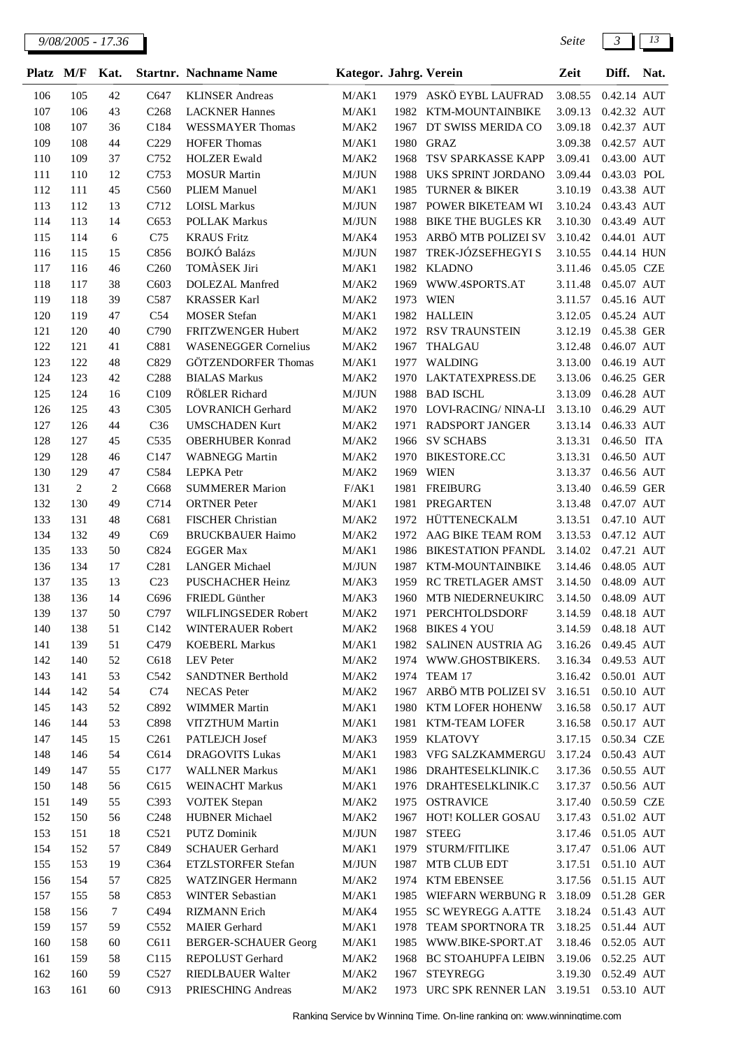| Platz | M/F | Kat. | Startnr. | Nachname Name | Kategor. | Jahrg. | Verein | Zeit | Diff. | Nat. |
|---|---|---|---|---|---|---|---|---|---|---|
| 106 | 105 | 42 | C647 | KLINSER Andreas | M/AK1 | 1979 | ASKÖ EYBL LAUFRAD | 3.08.55 | 0.42.14 | AUT |
| 107 | 106 | 43 | C268 | LACKNER Hannes | M/AK1 | 1982 | KTM-MOUNTAINBIKE | 3.09.13 | 0.42.32 | AUT |
| 108 | 107 | 36 | C184 | WESSMAYER Thomas | M/AK2 | 1967 | DT SWISS MERIDA CO | 3.09.18 | 0.42.37 | AUT |
| 109 | 108 | 44 | C229 | HOFER Thomas | M/AK1 | 1980 | GRAZ | 3.09.38 | 0.42.57 | AUT |
| 110 | 109 | 37 | C752 | HOLZER Ewald | M/AK2 | 1968 | TSV SPARKASSE KAPP | 3.09.41 | 0.43.00 | AUT |
| 111 | 110 | 12 | C753 | MOSUR Martin | M/JUN | 1988 | UKS SPRINT JORDANO | 3.09.44 | 0.43.03 | POL |
| 112 | 111 | 45 | C560 | PLIEM Manuel | M/AK1 | 1985 | TURNER & BIKER | 3.10.19 | 0.43.38 | AUT |
| 113 | 112 | 13 | C712 | LOISL Markus | M/JUN | 1987 | POWER BIKETEAM WI | 3.10.24 | 0.43.43 | AUT |
| 114 | 113 | 14 | C653 | POLLAK Markus | M/JUN | 1988 | BIKE THE BUGLES KR | 3.10.30 | 0.43.49 | AUT |
| 115 | 114 | 6 | C75 | KRAUS Fritz | M/AK4 | 1953 | ARBÖ MTB POLIZEI SV | 3.10.42 | 0.44.01 | AUT |
| 116 | 115 | 15 | C856 | BOJKÓ Balázs | M/JUN | 1987 | TREK-JÓZSEFHEGYI S | 3.10.55 | 0.44.14 | HUN |
| 117 | 116 | 46 | C260 | TOMÀSEK Jiri | M/AK1 | 1982 | KLADNO | 3.11.46 | 0.45.05 | CZE |
| 118 | 117 | 38 | C603 | DOLEZAL Manfred | M/AK2 | 1969 | WWW.4SPORTS.AT | 3.11.48 | 0.45.07 | AUT |
| 119 | 118 | 39 | C587 | KRASSER Karl | M/AK2 | 1973 | WIEN | 3.11.57 | 0.45.16 | AUT |
| 120 | 119 | 47 | C54 | MOSER Stefan | M/AK1 | 1982 | HALLEIN | 3.12.05 | 0.45.24 | AUT |
| 121 | 120 | 40 | C790 | FRITZWENGER Hubert | M/AK2 | 1972 | RSV TRAUNSTEIN | 3.12.19 | 0.45.38 | GER |
| 122 | 121 | 41 | C881 | WASENEGGER Cornelius | M/AK2 | 1967 | THALGAU | 3.12.48 | 0.46.07 | AUT |
| 123 | 122 | 48 | C829 | GÖTZENDORFER Thomas | M/AK1 | 1977 | WALDING | 3.13.00 | 0.46.19 | AUT |
| 124 | 123 | 42 | C288 | BIALAS Markus | M/AK2 | 1970 | LAKTATEXPRESS.DE | 3.13.06 | 0.46.25 | GER |
| 125 | 124 | 16 | C109 | RÖßLER Richard | M/JUN | 1988 | BAD ISCHL | 3.13.09 | 0.46.28 | AUT |
| 126 | 125 | 43 | C305 | LOVRANICH Gerhard | M/AK2 | 1970 | LOVI-RACING/ NINA-LI | 3.13.10 | 0.46.29 | AUT |
| 127 | 126 | 44 | C36 | UMSCHADEN Kurt | M/AK2 | 1971 | RADSPORT JANGER | 3.13.14 | 0.46.33 | AUT |
| 128 | 127 | 45 | C535 | OBERHUBER Konrad | M/AK2 | 1966 | SV SCHABS | 3.13.31 | 0.46.50 | ITA |
| 129 | 128 | 46 | C147 | WABNEGG Martin | M/AK2 | 1970 | BIKESTORE.CC | 3.13.31 | 0.46.50 | AUT |
| 130 | 129 | 47 | C584 | LEPKA Petr | M/AK2 | 1969 | WIEN | 3.13.37 | 0.46.56 | AUT |
| 131 | 2 | 2 | C668 | SUMMERER Marion | F/AK1 | 1981 | FREIBURG | 3.13.40 | 0.46.59 | GER |
| 132 | 130 | 49 | C714 | ORTNER Peter | M/AK1 | 1981 | PREGARTEN | 3.13.48 | 0.47.07 | AUT |
| 133 | 131 | 48 | C681 | FISCHER Christian | M/AK2 | 1972 | HÜTTENECKALM | 3.13.51 | 0.47.10 | AUT |
| 134 | 132 | 49 | C69 | BRUCKBAUER Haimo | M/AK2 | 1972 | AAG BIKE TEAM ROM | 3.13.53 | 0.47.12 | AUT |
| 135 | 133 | 50 | C824 | EGGER Max | M/AK1 | 1986 | BIKESTATION PFANDL | 3.14.02 | 0.47.21 | AUT |
| 136 | 134 | 17 | C281 | LANGER Michael | M/JUN | 1987 | KTM-MOUNTAINBIKE | 3.14.46 | 0.48.05 | AUT |
| 137 | 135 | 13 | C23 | PUSCHACHER Heinz | M/AK3 | 1959 | RC TRETLAGER AMST | 3.14.50 | 0.48.09 | AUT |
| 138 | 136 | 14 | C696 | FRIEDL Günther | M/AK3 | 1960 | MTB NIEDERNEUKIRC | 3.14.50 | 0.48.09 | AUT |
| 139 | 137 | 50 | C797 | WILFLINGSEDER Robert | M/AK2 | 1971 | PERCHTOLDSDORF | 3.14.59 | 0.48.18 | AUT |
| 140 | 138 | 51 | C142 | WINTERAUER Robert | M/AK2 | 1968 | BIKES 4 YOU | 3.14.59 | 0.48.18 | AUT |
| 141 | 139 | 51 | C479 | KOEBERL Markus | M/AK1 | 1982 | SALINEN AUSTRIA AG | 3.16.26 | 0.49.45 | AUT |
| 142 | 140 | 52 | C618 | LEV Peter | M/AK2 | 1974 | WWW.GHOSTBIKERS. | 3.16.34 | 0.49.53 | AUT |
| 143 | 141 | 53 | C542 | SANDTNER Berthold | M/AK2 | 1974 | TEAM 17 | 3.16.42 | 0.50.01 | AUT |
| 144 | 142 | 54 | C74 | NECAS Peter | M/AK2 | 1967 | ARBÖ MTB POLIZEI SV | 3.16.51 | 0.50.10 | AUT |
| 145 | 143 | 52 | C892 | WIMMER Martin | M/AK1 | 1980 | KTM LOFER HOHENW | 3.16.58 | 0.50.17 | AUT |
| 146 | 144 | 53 | C898 | VITZTHUM Martin | M/AK1 | 1981 | KTM-TEAM LOFER | 3.16.58 | 0.50.17 | AUT |
| 147 | 145 | 15 | C261 | PATLEJCH Josef | M/AK3 | 1959 | KLATOVY | 3.17.15 | 0.50.34 | CZE |
| 148 | 146 | 54 | C614 | DRAGOVITS Lukas | M/AK1 | 1983 | VFG SALZKAMMERGU | 3.17.24 | 0.50.43 | AUT |
| 149 | 147 | 55 | C177 | WALLNER Markus | M/AK1 | 1986 | DRAHTESELKLINIK.C | 3.17.36 | 0.50.55 | AUT |
| 150 | 148 | 56 | C615 | WEINACHT Markus | M/AK1 | 1976 | DRAHTESELKLINIK.C | 3.17.37 | 0.50.56 | AUT |
| 151 | 149 | 55 | C393 | VOJTEK Stepan | M/AK2 | 1975 | OSTRAVICE | 3.17.40 | 0.50.59 | CZE |
| 152 | 150 | 56 | C248 | HUBNER Michael | M/AK2 | 1967 | HOT! KOLLER GOSAU | 3.17.43 | 0.51.02 | AUT |
| 153 | 151 | 18 | C521 | PUTZ Dominik | M/JUN | 1987 | STEEG | 3.17.46 | 0.51.05 | AUT |
| 154 | 152 | 57 | C849 | SCHAUER Gerhard | M/AK1 | 1979 | STURM/FITLIKE | 3.17.47 | 0.51.06 | AUT |
| 155 | 153 | 19 | C364 | ETZLSTORFER Stefan | M/JUN | 1987 | MTB CLUB EDT | 3.17.51 | 0.51.10 | AUT |
| 156 | 154 | 57 | C825 | WATZINGER Hermann | M/AK2 | 1974 | KTM EBENSEE | 3.17.56 | 0.51.15 | AUT |
| 157 | 155 | 58 | C853 | WINTER Sebastian | M/AK1 | 1985 | WIEFARN WERBUNG R | 3.18.09 | 0.51.28 | GER |
| 158 | 156 | 7 | C494 | RIZMANN Erich | M/AK4 | 1955 | SC WEYREGG A.ATTE | 3.18.24 | 0.51.43 | AUT |
| 159 | 157 | 59 | C552 | MAIER Gerhard | M/AK1 | 1978 | TEAM SPORTNORA TR | 3.18.25 | 0.51.44 | AUT |
| 160 | 158 | 60 | C611 | BERGER-SCHAUER Georg | M/AK1 | 1985 | WWW.BIKE-SPORT.AT | 3.18.46 | 0.52.05 | AUT |
| 161 | 159 | 58 | C115 | REPOLUST Gerhard | M/AK2 | 1968 | BC STOAHUPFA LEIBN | 3.19.06 | 0.52.25 | AUT |
| 162 | 160 | 59 | C527 | RIEDLBAUER Walter | M/AK2 | 1967 | STEYREGG | 3.19.30 | 0.52.49 | AUT |
| 163 | 161 | 60 | C913 | PRIESCHING Andreas | M/AK2 | 1973 | URC SPK RENNER LAN | 3.19.51 | 0.53.10 | AUT |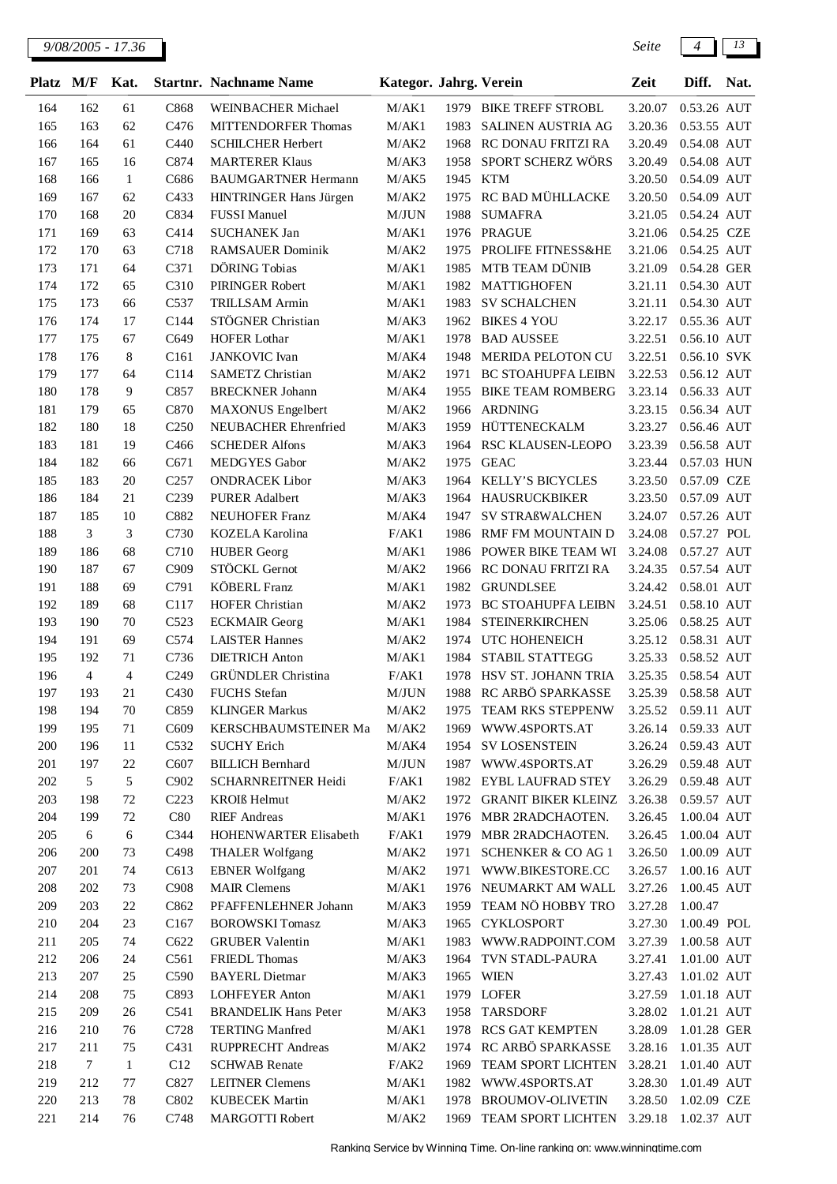| Platz | M/F | Kat. | Startnr. | Nachname Name | Kategor. | Jahrg. | Verein | Zeit | Diff. | Nat. |
|---|---|---|---|---|---|---|---|---|---|---|
| 164 | 162 | 61 | C868 | WEINBACHER Michael | M/AK1 | 1979 | BIKE TREFF STROBL | 3.20.07 | 0.53.26 | AUT |
| 165 | 163 | 62 | C476 | MITTENDORFER Thomas | M/AK1 | 1983 | SALINEN AUSTRIA AG | 3.20.36 | 0.53.55 | AUT |
| 166 | 164 | 61 | C440 | SCHILCHER Herbert | M/AK2 | 1968 | RC DONAU FRITZI RA | 3.20.49 | 0.54.08 | AUT |
| 167 | 165 | 16 | C874 | MARTERER Klaus | M/AK3 | 1958 | SPORT SCHERZ WÖRS | 3.20.49 | 0.54.08 | AUT |
| 168 | 166 | 1 | C686 | BAUMGARTNER Hermann | M/AK5 | 1945 | KTM | 3.20.50 | 0.54.09 | AUT |
| 169 | 167 | 62 | C433 | HINTRINGER Hans Jürgen | M/AK2 | 1975 | RC BAD MÜHLLACKE | 3.20.50 | 0.54.09 | AUT |
| 170 | 168 | 20 | C834 | FUSSI Manuel | M/JUN | 1988 | SUMAFRA | 3.21.05 | 0.54.24 | AUT |
| 171 | 169 | 63 | C414 | SUCHANEK Jan | M/AK1 | 1976 | PRAGUE | 3.21.06 | 0.54.25 | CZE |
| 172 | 170 | 63 | C718 | RAMSAUER Dominik | M/AK2 | 1975 | PROLIFE FITNESS&HE | 3.21.06 | 0.54.25 | AUT |
| 173 | 171 | 64 | C371 | DÖRING Tobias | M/AK1 | 1985 | MTB TEAM DÜNIB | 3.21.09 | 0.54.28 | GER |
| 174 | 172 | 65 | C310 | PIRINGER Robert | M/AK1 | 1982 | MATTIGHOFEN | 3.21.11 | 0.54.30 | AUT |
| 175 | 173 | 66 | C537 | TRILLSAM Armin | M/AK1 | 1983 | SV SCHALCHEN | 3.21.11 | 0.54.30 | AUT |
| 176 | 174 | 17 | C144 | STÖGNER Christian | M/AK3 | 1962 | BIKES 4 YOU | 3.22.17 | 0.55.36 | AUT |
| 177 | 175 | 67 | C649 | HOFER Lothar | M/AK1 | 1978 | BAD AUSSEE | 3.22.51 | 0.56.10 | AUT |
| 178 | 176 | 8 | C161 | JANKOVIC Ivan | M/AK4 | 1948 | MERIDA PELOTON CU | 3.22.51 | 0.56.10 | SVK |
| 179 | 177 | 64 | C114 | SAMETZ Christian | M/AK2 | 1971 | BC STOAHUPFA LEIBN | 3.22.53 | 0.56.12 | AUT |
| 180 | 178 | 9 | C857 | BRECKNER Johann | M/AK4 | 1955 | BIKE TEAM ROMBERG | 3.23.14 | 0.56.33 | AUT |
| 181 | 179 | 65 | C870 | MAXONUS Engelbert | M/AK2 | 1966 | ARDNING | 3.23.15 | 0.56.34 | AUT |
| 182 | 180 | 18 | C250 | NEUBACHER Ehrenfried | M/AK3 | 1959 | HÜTTENECKALM | 3.23.27 | 0.56.46 | AUT |
| 183 | 181 | 19 | C466 | SCHEDER Alfons | M/AK3 | 1964 | RSC KLAUSEN-LEOPO | 3.23.39 | 0.56.58 | AUT |
| 184 | 182 | 66 | C671 | MEDGYES Gabor | M/AK2 | 1975 | GEAC | 3.23.44 | 0.57.03 | HUN |
| 185 | 183 | 20 | C257 | ONDRACEK Libor | M/AK3 | 1964 | KELLY'S BICYCLES | 3.23.50 | 0.57.09 | CZE |
| 186 | 184 | 21 | C239 | PURER Adalbert | M/AK3 | 1964 | HAUSRUCKBIKER | 3.23.50 | 0.57.09 | AUT |
| 187 | 185 | 10 | C882 | NEUHOFER Franz | M/AK4 | 1947 | SV STRAßWALCHEN | 3.24.07 | 0.57.26 | AUT |
| 188 | 3 | 3 | C730 | KOZELA Karolina | F/AK1 | 1986 | RMF FM MOUNTAIN D | 3.24.08 | 0.57.27 | POL |
| 189 | 186 | 68 | C710 | HUBER Georg | M/AK1 | 1986 | POWER BIKE TEAM WI | 3.24.08 | 0.57.27 | AUT |
| 190 | 187 | 67 | C909 | STÖCKL Gernot | M/AK2 | 1966 | RC DONAU FRITZI RA | 3.24.35 | 0.57.54 | AUT |
| 191 | 188 | 69 | C791 | KÖBERL Franz | M/AK1 | 1982 | GRUNDLSEE | 3.24.42 | 0.58.01 | AUT |
| 192 | 189 | 68 | C117 | HOFER Christian | M/AK2 | 1973 | BC STOAHUPFA LEIBN | 3.24.51 | 0.58.10 | AUT |
| 193 | 190 | 70 | C523 | ECKMAIR Georg | M/AK1 | 1984 | STEINERKIRCHEN | 3.25.06 | 0.58.25 | AUT |
| 194 | 191 | 69 | C574 | LAISTER Hannes | M/AK2 | 1974 | UTC HOHENEICH | 3.25.12 | 0.58.31 | AUT |
| 195 | 192 | 71 | C736 | DIETRICH Anton | M/AK1 | 1984 | STABIL STATTEGG | 3.25.33 | 0.58.52 | AUT |
| 196 | 4 | 4 | C249 | GRÜNDLER Christina | F/AK1 | 1978 | HSV ST. JOHANN TRIA | 3.25.35 | 0.58.54 | AUT |
| 197 | 193 | 21 | C430 | FUCHS Stefan | M/JUN | 1988 | RC ARBÖ SPARKASSE | 3.25.39 | 0.58.58 | AUT |
| 198 | 194 | 70 | C859 | KLINGER Markus | M/AK2 | 1975 | TEAM RKS STEPPENW | 3.25.52 | 0.59.11 | AUT |
| 199 | 195 | 71 | C609 | KERSCHBAUMSTEINER Ma | M/AK2 | 1969 | WWW.4SPORTS.AT | 3.26.14 | 0.59.33 | AUT |
| 200 | 196 | 11 | C532 | SUCHY Erich | M/AK4 | 1954 | SV LOSENSTEIN | 3.26.24 | 0.59.43 | AUT |
| 201 | 197 | 22 | C607 | BILLICH Bernhard | M/JUN | 1987 | WWW.4SPORTS.AT | 3.26.29 | 0.59.48 | AUT |
| 202 | 5 | 5 | C902 | SCHARNREITNER Heidi | F/AK1 | 1982 | EYBL LAUFRAD STEY | 3.26.29 | 0.59.48 | AUT |
| 203 | 198 | 72 | C223 | KROIß Helmut | M/AK2 | 1972 | GRANIT BIKER KLEINZ | 3.26.38 | 0.59.57 | AUT |
| 204 | 199 | 72 | C80 | RIEF Andreas | M/AK1 | 1976 | MBR 2RADCHAOTEN. | 3.26.45 | 1.00.04 | AUT |
| 205 | 6 | 6 | C344 | HOHENWARTER Elisabeth | F/AK1 | 1979 | MBR 2RADCHAOTEN. | 3.26.45 | 1.00.04 | AUT |
| 206 | 200 | 73 | C498 | THALER Wolfgang | M/AK2 | 1971 | SCHENKER & CO AG 1 | 3.26.50 | 1.00.09 | AUT |
| 207 | 201 | 74 | C613 | EBNER Wolfgang | M/AK2 | 1971 | WWW.BIKESTORE.CC | 3.26.57 | 1.00.16 | AUT |
| 208 | 202 | 73 | C908 | MAIR Clemens | M/AK1 | 1976 | NEUMARKT AM WALL | 3.27.26 | 1.00.45 | AUT |
| 209 | 203 | 22 | C862 | PFAFFENLEHNER Johann | M/AK3 | 1959 | TEAM NÖ HOBBY TRO | 3.27.28 | 1.00.47 | |
| 210 | 204 | 23 | C167 | BOROWSKI Tomasz | M/AK3 | 1965 | CYKLOSPORT | 3.27.30 | 1.00.49 | POL |
| 211 | 205 | 74 | C622 | GRUBER Valentin | M/AK1 | 1983 | WWW.RADPOINT.COM | 3.27.39 | 1.00.58 | AUT |
| 212 | 206 | 24 | C561 | FRIEDL Thomas | M/AK3 | 1964 | TVN STADL-PAURA | 3.27.41 | 1.01.00 | AUT |
| 213 | 207 | 25 | C590 | BAYERL Dietmar | M/AK3 | 1965 | WIEN | 3.27.43 | 1.01.02 | AUT |
| 214 | 208 | 75 | C893 | LOHFEYER Anton | M/AK1 | 1979 | LOFER | 3.27.59 | 1.01.18 | AUT |
| 215 | 209 | 26 | C541 | BRANDELIK Hans Peter | M/AK3 | 1958 | TARSDORF | 3.28.02 | 1.01.21 | AUT |
| 216 | 210 | 76 | C728 | TERTING Manfred | M/AK1 | 1978 | RCS GAT KEMPTEN | 3.28.09 | 1.01.28 | GER |
| 217 | 211 | 75 | C431 | RUPPRECHT Andreas | M/AK2 | 1974 | RC ARBÖ SPARKASSE | 3.28.16 | 1.01.35 | AUT |
| 218 | 7 | 1 | C12 | SCHWAB Renate | F/AK2 | 1969 | TEAM SPORT LICHTEN | 3.28.21 | 1.01.40 | AUT |
| 219 | 212 | 77 | C827 | LEITNER Clemens | M/AK1 | 1982 | WWW.4SPORTS.AT | 3.28.30 | 1.01.49 | AUT |
| 220 | 213 | 78 | C802 | KUBECEK Martin | M/AK1 | 1978 | BROUMOV-OLIVETIN | 3.28.50 | 1.02.09 | CZE |
| 221 | 214 | 76 | C748 | MARGOTTI Robert | M/AK2 | 1969 | TEAM SPORT LICHTEN | 3.29.18 | 1.02.37 | AUT |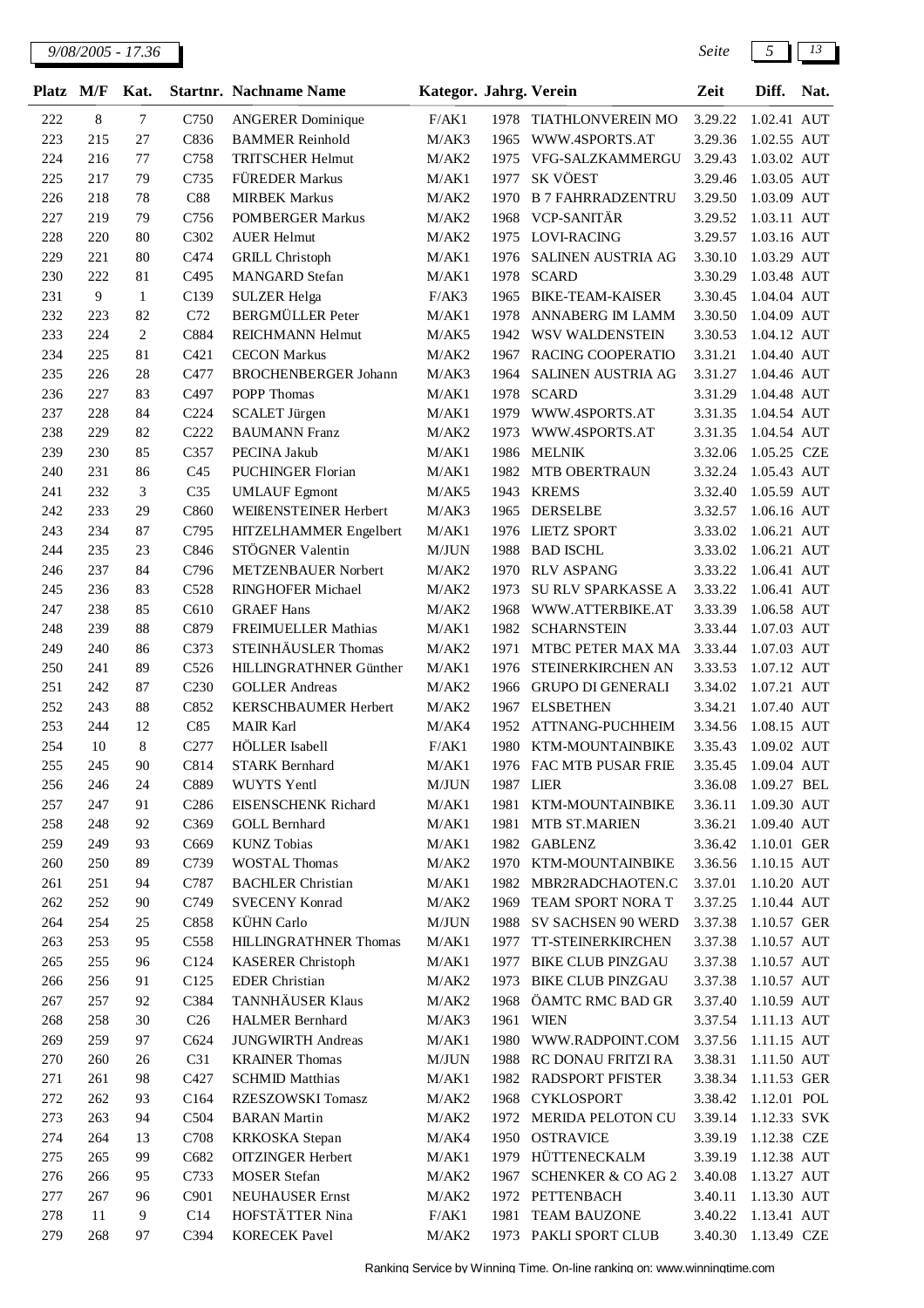| Platz | M/F | Kat. | Startnr. | Nachname Name | Kategor. | Jahrg. | Verein | Zeit | Diff. | Nat. |
|---|---|---|---|---|---|---|---|---|---|---|
| 222 | 8 | 7 | C750 | ANGERER Dominique | F/AK1 | 1978 | TIATHLONVEREIN MO | 3.29.22 | 1.02.41 | AUT |
| 223 | 215 | 27 | C836 | BAMMER Reinhold | M/AK3 | 1965 | WWW.4SPORTS.AT | 3.29.36 | 1.02.55 | AUT |
| 224 | 216 | 77 | C758 | TRITSCHER Helmut | M/AK2 | 1975 | VFG-SALZKAMMERGU | 3.29.43 | 1.03.02 | AUT |
| 225 | 217 | 79 | C735 | FÜREDER Markus | M/AK1 | 1977 | SK VÖEST | 3.29.46 | 1.03.05 | AUT |
| 226 | 218 | 78 | C88 | MIRBEK Markus | M/AK2 | 1970 | B 7 FAHRRADZENTRU | 3.29.50 | 1.03.09 | AUT |
| 227 | 219 | 79 | C756 | POMBERGER Markus | M/AK2 | 1968 | VCP-SANITÄR | 3.29.52 | 1.03.11 | AUT |
| 228 | 220 | 80 | C302 | AUER Helmut | M/AK2 | 1975 | LOVI-RACING | 3.29.57 | 1.03.16 | AUT |
| 229 | 221 | 80 | C474 | GRILL Christoph | M/AK1 | 1976 | SALINEN AUSTRIA AG | 3.30.10 | 1.03.29 | AUT |
| 230 | 222 | 81 | C495 | MANGARD Stefan | M/AK1 | 1978 | SCARD | 3.30.29 | 1.03.48 | AUT |
| 231 | 9 | 1 | C139 | SULZER Helga | F/AK3 | 1965 | BIKE-TEAM-KAISER | 3.30.45 | 1.04.04 | AUT |
| 232 | 223 | 82 | C72 | BERGMÜLLER Peter | M/AK1 | 1978 | ANNABERG IM LAMM | 3.30.50 | 1.04.09 | AUT |
| 233 | 224 | 2 | C884 | REICHMANN Helmut | M/AK5 | 1942 | WSV WALDENSTEIN | 3.30.53 | 1.04.12 | AUT |
| 234 | 225 | 81 | C421 | CECON Markus | M/AK2 | 1967 | RACING COOPERATIO | 3.31.21 | 1.04.40 | AUT |
| 235 | 226 | 28 | C477 | BROCHENBERGER Johann | M/AK3 | 1964 | SALINEN AUSTRIA AG | 3.31.27 | 1.04.46 | AUT |
| 236 | 227 | 83 | C497 | POPP Thomas | M/AK1 | 1978 | SCARD | 3.31.29 | 1.04.48 | AUT |
| 237 | 228 | 84 | C224 | SCALET Jürgen | M/AK1 | 1979 | WWW.4SPORTS.AT | 3.31.35 | 1.04.54 | AUT |
| 238 | 229 | 82 | C222 | BAUMANN Franz | M/AK2 | 1973 | WWW.4SPORTS.AT | 3.31.35 | 1.04.54 | AUT |
| 239 | 230 | 85 | C357 | PECINA Jakub | M/AK1 | 1986 | MELNIK | 3.32.06 | 1.05.25 | CZE |
| 240 | 231 | 86 | C45 | PUCHINGER Florian | M/AK1 | 1982 | MTB OBERTRAUN | 3.32.24 | 1.05.43 | AUT |
| 241 | 232 | 3 | C35 | UMLAUF Egmont | M/AK5 | 1943 | KREMS | 3.32.40 | 1.05.59 | AUT |
| 242 | 233 | 29 | C860 | WEIßENSTEINER Herbert | M/AK3 | 1965 | DERSELBE | 3.32.57 | 1.06.16 | AUT |
| 243 | 234 | 87 | C795 | HITZELHAMMER Engelbert | M/AK1 | 1976 | LIETZ SPORT | 3.33.02 | 1.06.21 | AUT |
| 244 | 235 | 23 | C846 | STÖGNER Valentin | M/JUN | 1988 | BAD ISCHL | 3.33.02 | 1.06.21 | AUT |
| 246 | 237 | 84 | C796 | METZENBAUER Norbert | M/AK2 | 1970 | RLV ASPANG | 3.33.22 | 1.06.41 | AUT |
| 245 | 236 | 83 | C528 | RINGHOFER Michael | M/AK2 | 1973 | SU RLV SPARKASSE A | 3.33.22 | 1.06.41 | AUT |
| 247 | 238 | 85 | C610 | GRAEF Hans | M/AK2 | 1968 | WWW.ATTERBIKE.AT | 3.33.39 | 1.06.58 | AUT |
| 248 | 239 | 88 | C879 | FREIMUELLER Mathias | M/AK1 | 1982 | SCHARNSTEIN | 3.33.44 | 1.07.03 | AUT |
| 249 | 240 | 86 | C373 | STEINHÄUSLER Thomas | M/AK2 | 1971 | MTBC PETER MAX MA | 3.33.44 | 1.07.03 | AUT |
| 250 | 241 | 89 | C526 | HILLINGRATHNER Günther | M/AK1 | 1976 | STEINERKIRCHEN AN | 3.33.53 | 1.07.12 | AUT |
| 251 | 242 | 87 | C230 | GOLLER Andreas | M/AK2 | 1966 | GRUPO DI GENERALI | 3.34.02 | 1.07.21 | AUT |
| 252 | 243 | 88 | C852 | KERSCHBAUMER Herbert | M/AK2 | 1967 | ELSBETHEN | 3.34.21 | 1.07.40 | AUT |
| 253 | 244 | 12 | C85 | MAIR Karl | M/AK4 | 1952 | ATTNANG-PUCHHEIM | 3.34.56 | 1.08.15 | AUT |
| 254 | 10 | 8 | C277 | HÖLLER Isabell | F/AK1 | 1980 | KTM-MOUNTAINBIKE | 3.35.43 | 1.09.02 | AUT |
| 255 | 245 | 90 | C814 | STARK Bernhard | M/AK1 | 1976 | FAC MTB PUSAR FRIE | 3.35.45 | 1.09.04 | AUT |
| 256 | 246 | 24 | C889 | WUYTS Yentl | M/JUN | 1987 | LIER | 3.36.08 | 1.09.27 | BEL |
| 257 | 247 | 91 | C286 | EISENSCHENK Richard | M/AK1 | 1981 | KTM-MOUNTAINBIKE | 3.36.11 | 1.09.30 | AUT |
| 258 | 248 | 92 | C369 | GOLL Bernhard | M/AK1 | 1981 | MTB ST.MARIEN | 3.36.21 | 1.09.40 | AUT |
| 259 | 249 | 93 | C669 | KUNZ Tobias | M/AK1 | 1982 | GABLENZ | 3.36.42 | 1.10.01 | GER |
| 260 | 250 | 89 | C739 | WOSTAL Thomas | M/AK2 | 1970 | KTM-MOUNTAINBIKE | 3.36.56 | 1.10.15 | AUT |
| 261 | 251 | 94 | C787 | BACHLER Christian | M/AK1 | 1982 | MBR2RADCHAOTEN.C | 3.37.01 | 1.10.20 | AUT |
| 262 | 252 | 90 | C749 | SVECENY Konrad | M/AK2 | 1969 | TEAM SPORT NORA T | 3.37.25 | 1.10.44 | AUT |
| 264 | 254 | 25 | C858 | KÜHN Carlo | M/JUN | 1988 | SV SACHSEN 90 WERD | 3.37.38 | 1.10.57 | GER |
| 263 | 253 | 95 | C558 | HILLINGRATHNER Thomas | M/AK1 | 1977 | TT-STEINERKIRCHEN | 3.37.38 | 1.10.57 | AUT |
| 265 | 255 | 96 | C124 | KASERER Christoph | M/AK1 | 1977 | BIKE CLUB PINZGAU | 3.37.38 | 1.10.57 | AUT |
| 266 | 256 | 91 | C125 | EDER Christian | M/AK2 | 1973 | BIKE CLUB PINZGAU | 3.37.38 | 1.10.57 | AUT |
| 267 | 257 | 92 | C384 | TANNHÄUSER Klaus | M/AK2 | 1968 | ÖAMTC RMC BAD GR | 3.37.40 | 1.10.59 | AUT |
| 268 | 258 | 30 | C26 | HALMER Bernhard | M/AK3 | 1961 | WIEN | 3.37.54 | 1.11.13 | AUT |
| 269 | 259 | 97 | C624 | JUNGWIRTH Andreas | M/AK1 | 1980 | WWW.RADPOINT.COM | 3.37.56 | 1.11.15 | AUT |
| 270 | 260 | 26 | C31 | KRAINER Thomas | M/JUN | 1988 | RC DONAU FRITZI RA | 3.38.31 | 1.11.50 | AUT |
| 271 | 261 | 98 | C427 | SCHMID Matthias | M/AK1 | 1982 | RADSPORT PFISTER | 3.38.34 | 1.11.53 | GER |
| 272 | 262 | 93 | C164 | RZESZOWSKI Tomasz | M/AK2 | 1968 | CYKLOSPORT | 3.38.42 | 1.12.01 | POL |
| 273 | 263 | 94 | C504 | BARAN Martin | M/AK2 | 1972 | MERIDA PELOTON CU | 3.39.14 | 1.12.33 | SVK |
| 274 | 264 | 13 | C708 | KRKOSKA Stepan | M/AK4 | 1950 | OSTRAVICE | 3.39.19 | 1.12.38 | CZE |
| 275 | 265 | 99 | C682 | OITZINGER Herbert | M/AK1 | 1979 | HÜTTENECKALM | 3.39.19 | 1.12.38 | AUT |
| 276 | 266 | 95 | C733 | MOSER Stefan | M/AK2 | 1967 | SCHENKER & CO AG 2 | 3.40.08 | 1.13.27 | AUT |
| 277 | 267 | 96 | C901 | NEUHAUSER Ernst | M/AK2 | 1972 | PETTENBACH | 3.40.11 | 1.13.30 | AUT |
| 278 | 11 | 9 | C14 | HOFSTÄTTER Nina | F/AK1 | 1981 | TEAM BAUZONE | 3.40.22 | 1.13.41 | AUT |
| 279 | 268 | 97 | C394 | KORECEK Pavel | M/AK2 | 1973 | PAKLI SPORT CLUB | 3.40.30 | 1.13.49 | CZE |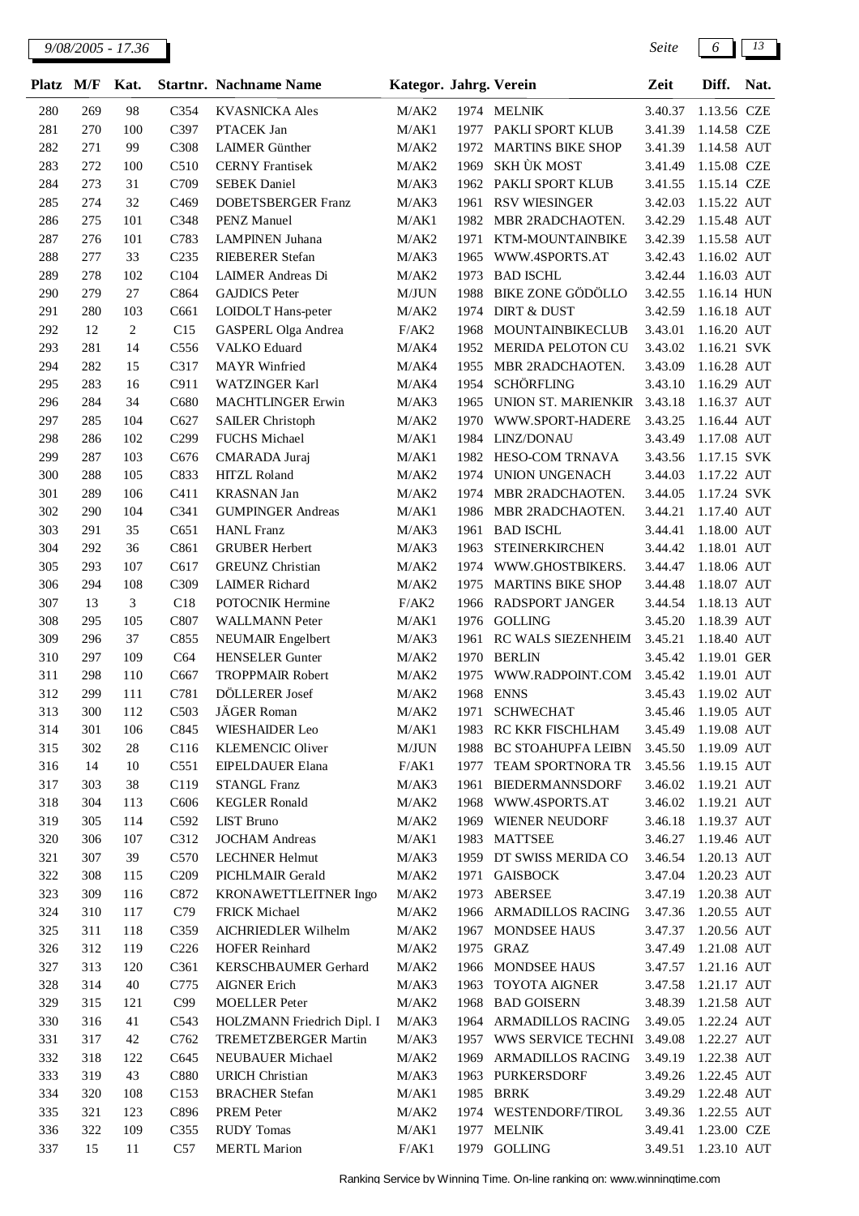| Platz | M/F | Kat. | Startnr. | Nachname Name | Kategor. | Jahrg. | Verein | Zeit | Diff. | Nat. |
|---|---|---|---|---|---|---|---|---|---|---|
| 280 | 269 | 98 | C354 | KVASNICKA Ales | M/AK2 | 1974 | MELNIK | 3.40.37 | 1.13.56 | CZE |
| 281 | 270 | 100 | C397 | PTACEK Jan | M/AK1 | 1977 | PAKLI SPORT KLUB | 3.41.39 | 1.14.58 | CZE |
| 282 | 271 | 99 | C308 | LAIMER Günther | M/AK2 | 1972 | MARTINS BIKE SHOP | 3.41.39 | 1.14.58 | AUT |
| 283 | 272 | 100 | C510 | CERNY Frantisek | M/AK2 | 1969 | SKH ÙK MOST | 3.41.49 | 1.15.08 | CZE |
| 284 | 273 | 31 | C709 | SEBEK Daniel | M/AK3 | 1962 | PAKLI SPORT KLUB | 3.41.55 | 1.15.14 | CZE |
| 285 | 274 | 32 | C469 | DOBETSBERGER Franz | M/AK3 | 1961 | RSV WIESINGER | 3.42.03 | 1.15.22 | AUT |
| 286 | 275 | 101 | C348 | PENZ Manuel | M/AK1 | 1982 | MBR 2RADCHAOTEN. | 3.42.29 | 1.15.48 | AUT |
| 287 | 276 | 101 | C783 | LAMPINEN Juhana | M/AK2 | 1971 | KTM-MOUNTAINBIKE | 3.42.39 | 1.15.58 | AUT |
| 288 | 277 | 33 | C235 | RIEBERER Stefan | M/AK3 | 1965 | WWW.4SPORTS.AT | 3.42.43 | 1.16.02 | AUT |
| 289 | 278 | 102 | C104 | LAIMER Andreas Di | M/AK2 | 1973 | BAD ISCHL | 3.42.44 | 1.16.03 | AUT |
| 290 | 279 | 27 | C864 | GAJDICS Peter | M/JUN | 1988 | BIKE ZONE GÖDÖLLO | 3.42.55 | 1.16.14 | HUN |
| 291 | 280 | 103 | C661 | LOIDOLT Hans-peter | M/AK2 | 1974 | DIRT & DUST | 3.42.59 | 1.16.18 | AUT |
| 292 | 12 | 2 | C15 | GASPERL Olga Andrea | F/AK2 | 1968 | MOUNTAINBIKECLUB | 3.43.01 | 1.16.20 | AUT |
| 293 | 281 | 14 | C556 | VALKO Eduard | M/AK4 | 1952 | MERIDA PELOTON CU | 3.43.02 | 1.16.21 | SVK |
| 294 | 282 | 15 | C317 | MAYR Winfried | M/AK4 | 1955 | MBR 2RADCHAOTEN. | 3.43.09 | 1.16.28 | AUT |
| 295 | 283 | 16 | C911 | WATZINGER Karl | M/AK4 | 1954 | SCHÖRFLING | 3.43.10 | 1.16.29 | AUT |
| 296 | 284 | 34 | C680 | MACHTLINGER Erwin | M/AK3 | 1965 | UNION ST. MARIENKIR | 3.43.18 | 1.16.37 | AUT |
| 297 | 285 | 104 | C627 | SAILER Christoph | M/AK2 | 1970 | WWW.SPORT-HADERE | 3.43.25 | 1.16.44 | AUT |
| 298 | 286 | 102 | C299 | FUCHS Michael | M/AK1 | 1984 | LINZ/DONAU | 3.43.49 | 1.17.08 | AUT |
| 299 | 287 | 103 | C676 | CMARADA Juraj | M/AK1 | 1982 | HESO-COM TRNAVA | 3.43.56 | 1.17.15 | SVK |
| 300 | 288 | 105 | C833 | HITZL Roland | M/AK2 | 1974 | UNION UNGENACH | 3.44.03 | 1.17.22 | AUT |
| 301 | 289 | 106 | C411 | KRASNAN Jan | M/AK2 | 1974 | MBR 2RADCHAOTEN. | 3.44.05 | 1.17.24 | SVK |
| 302 | 290 | 104 | C341 | GUMPINGER Andreas | M/AK1 | 1986 | MBR 2RADCHAOTEN. | 3.44.21 | 1.17.40 | AUT |
| 303 | 291 | 35 | C651 | HANL Franz | M/AK3 | 1961 | BAD ISCHL | 3.44.41 | 1.18.00 | AUT |
| 304 | 292 | 36 | C861 | GRUBER Herbert | M/AK3 | 1963 | STEINERKIRCHEN | 3.44.42 | 1.18.01 | AUT |
| 305 | 293 | 107 | C617 | GREUNZ Christian | M/AK2 | 1974 | WWW.GHOSTBIKERS. | 3.44.47 | 1.18.06 | AUT |
| 306 | 294 | 108 | C309 | LAIMER Richard | M/AK2 | 1975 | MARTINS BIKE SHOP | 3.44.48 | 1.18.07 | AUT |
| 307 | 13 | 3 | C18 | POTOCNIK Hermine | F/AK2 | 1966 | RADSPORT JANGER | 3.44.54 | 1.18.13 | AUT |
| 308 | 295 | 105 | C807 | WALLMANN Peter | M/AK1 | 1976 | GOLLING | 3.45.20 | 1.18.39 | AUT |
| 309 | 296 | 37 | C855 | NEUMAIR Engelbert | M/AK3 | 1961 | RC WALS SIEZENHEIM | 3.45.21 | 1.18.40 | AUT |
| 310 | 297 | 109 | C64 | HENSELER Gunter | M/AK2 | 1970 | BERLIN | 3.45.42 | 1.19.01 | GER |
| 311 | 298 | 110 | C667 | TROPPMAIR Robert | M/AK2 | 1975 | WWW.RADPOINT.COM | 3.45.42 | 1.19.01 | AUT |
| 312 | 299 | 111 | C781 | DÖLLERER Josef | M/AK2 | 1968 | ENNS | 3.45.43 | 1.19.02 | AUT |
| 313 | 300 | 112 | C503 | JÄGER Roman | M/AK2 | 1971 | SCHWECHAT | 3.45.46 | 1.19.05 | AUT |
| 314 | 301 | 106 | C845 | WIESHAIDER Leo | M/AK1 | 1983 | RC KKR FISCHLHAM | 3.45.49 | 1.19.08 | AUT |
| 315 | 302 | 28 | C116 | KLEMENCIC Oliver | M/JUN | 1988 | BC STOAHUPFA LEIBN | 3.45.50 | 1.19.09 | AUT |
| 316 | 14 | 10 | C551 | EIPELDAUER Elana | F/AK1 | 1977 | TEAM SPORTNORA TR | 3.45.56 | 1.19.15 | AUT |
| 317 | 303 | 38 | C119 | STANGL Franz | M/AK3 | 1961 | BIEDERMANNSDORF | 3.46.02 | 1.19.21 | AUT |
| 318 | 304 | 113 | C606 | KEGLER Ronald | M/AK2 | 1968 | WWW.4SPORTS.AT | 3.46.02 | 1.19.21 | AUT |
| 319 | 305 | 114 | C592 | LIST Bruno | M/AK2 | 1969 | WIENER NEUDORF | 3.46.18 | 1.19.37 | AUT |
| 320 | 306 | 107 | C312 | JOCHAM Andreas | M/AK1 | 1983 | MATTSEE | 3.46.27 | 1.19.46 | AUT |
| 321 | 307 | 39 | C570 | LECHNER Helmut | M/AK3 | 1959 | DT SWISS MERIDA CO | 3.46.54 | 1.20.13 | AUT |
| 322 | 308 | 115 | C209 | PICHLMAIR Gerald | M/AK2 | 1971 | GAISBOCK | 3.47.04 | 1.20.23 | AUT |
| 323 | 309 | 116 | C872 | KRONAWETTLEITNER Ingo | M/AK2 | 1973 | ABERSEE | 3.47.19 | 1.20.38 | AUT |
| 324 | 310 | 117 | C79 | FRICK Michael | M/AK2 | 1966 | ARMADILLOS RACING | 3.47.36 | 1.20.55 | AUT |
| 325 | 311 | 118 | C359 | AICHRIEDLER Wilhelm | M/AK2 | 1967 | MONDSEE HAUS | 3.47.37 | 1.20.56 | AUT |
| 326 | 312 | 119 | C226 | HOFER Reinhard | M/AK2 | 1975 | GRAZ | 3.47.49 | 1.21.08 | AUT |
| 327 | 313 | 120 | C361 | KERSCHBAUMER Gerhard | M/AK2 | 1966 | MONDSEE HAUS | 3.47.57 | 1.21.16 | AUT |
| 328 | 314 | 40 | C775 | AIGNER Erich | M/AK3 | 1963 | TOYOTA AIGNER | 3.47.58 | 1.21.17 | AUT |
| 329 | 315 | 121 | C99 | MOELLER Peter | M/AK2 | 1968 | BAD GOISERN | 3.48.39 | 1.21.58 | AUT |
| 330 | 316 | 41 | C543 | HOLZMANN Friedrich Dipl. I | M/AK3 | 1964 | ARMADILLOS RACING | 3.49.05 | 1.22.24 | AUT |
| 331 | 317 | 42 | C762 | TREMETZBERGER Martin | M/AK3 | 1957 | WWS SERVICE TECHNI | 3.49.08 | 1.22.27 | AUT |
| 332 | 318 | 122 | C645 | NEUBAUER Michael | M/AK2 | 1969 | ARMADILLOS RACING | 3.49.19 | 1.22.38 | AUT |
| 333 | 319 | 43 | C880 | URICH Christian | M/AK3 | 1963 | PURKERSDORF | 3.49.26 | 1.22.45 | AUT |
| 334 | 320 | 108 | C153 | BRACHER Stefan | M/AK1 | 1985 | BRRK | 3.49.29 | 1.22.48 | AUT |
| 335 | 321 | 123 | C896 | PREM Peter | M/AK2 | 1974 | WESTENDORF/TIROL | 3.49.36 | 1.22.55 | AUT |
| 336 | 322 | 109 | C355 | RUDY Tomas | M/AK1 | 1977 | MELNIK | 3.49.41 | 1.23.00 | CZE |
| 337 | 15 | 11 | C57 | MERTL Marion | F/AK1 | 1979 | GOLLING | 3.49.51 | 1.23.10 | AUT |

Ranking Service by Winning Time. On-line ranking on: www.winningtime.com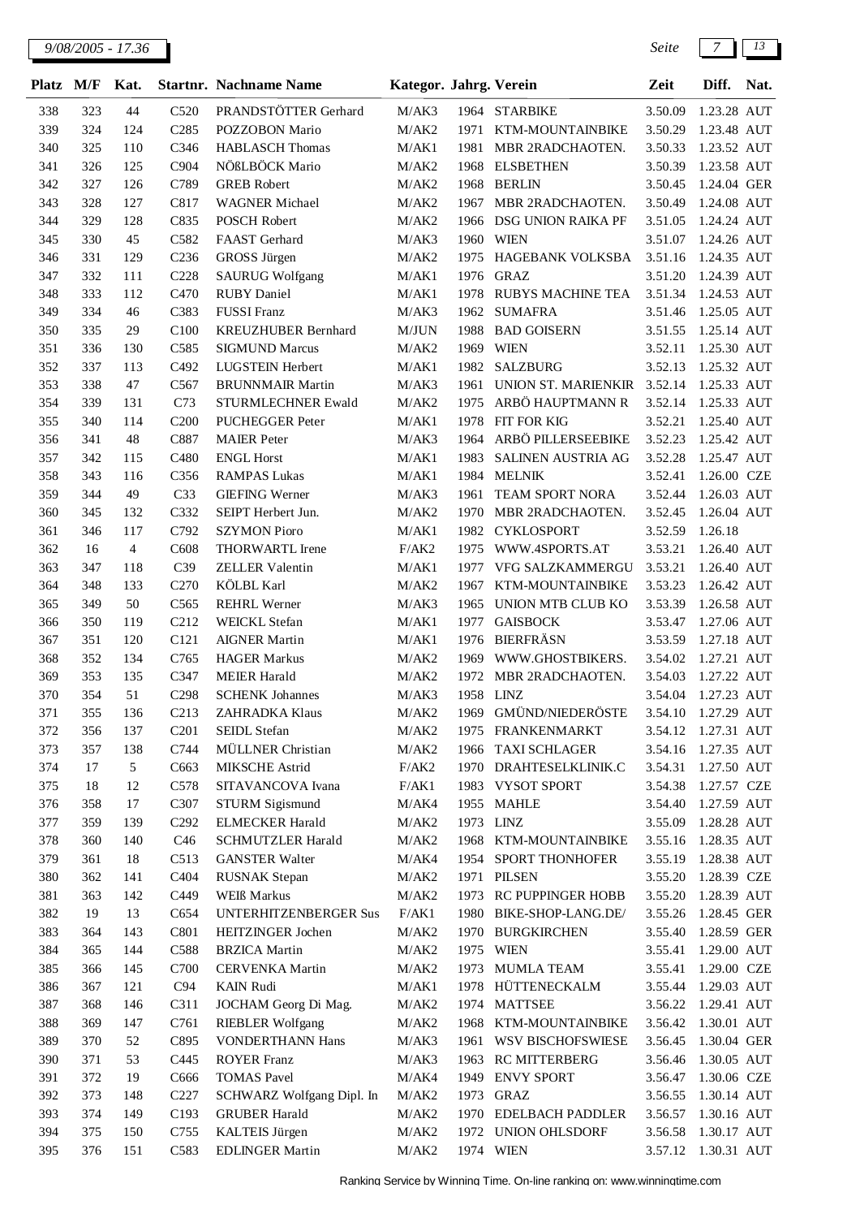| Platz | M/F | Kat. | Startnr. | Nachname Name | Kategor. | Jahrg. | Verein | Zeit | Diff. | Nat. |
|---|---|---|---|---|---|---|---|---|---|---|
| 338 | 323 | 44 | C520 | PRANDSTÖTTER Gerhard | M/AK3 | 1964 | STARBIKE | 3.50.09 | 1.23.28 | AUT |
| 339 | 324 | 124 | C285 | POZZOBON Mario | M/AK2 | 1971 | KTM-MOUNTAINBIKE | 3.50.29 | 1.23.48 | AUT |
| 340 | 325 | 110 | C346 | HABLASCH Thomas | M/AK1 | 1981 | MBR 2RADCHAOTEN. | 3.50.33 | 1.23.52 | AUT |
| 341 | 326 | 125 | C904 | NÖßLBÖCK Mario | M/AK2 | 1968 | ELSBETHEN | 3.50.39 | 1.23.58 | AUT |
| 342 | 327 | 126 | C789 | GREB Robert | M/AK2 | 1968 | BERLIN | 3.50.45 | 1.24.04 | GER |
| 343 | 328 | 127 | C817 | WAGNER Michael | M/AK2 | 1967 | MBR 2RADCHAOTEN. | 3.50.49 | 1.24.08 | AUT |
| 344 | 329 | 128 | C835 | POSCH Robert | M/AK2 | 1966 | DSG UNION RAIKA PF | 3.51.05 | 1.24.24 | AUT |
| 345 | 330 | 45 | C582 | FAAST Gerhard | M/AK3 | 1960 | WIEN | 3.51.07 | 1.24.26 | AUT |
| 346 | 331 | 129 | C236 | GROSS Jürgen | M/AK2 | 1975 | HAGEBANK VOLKSBA | 3.51.16 | 1.24.35 | AUT |
| 347 | 332 | 111 | C228 | SAURUG Wolfgang | M/AK1 | 1976 | GRAZ | 3.51.20 | 1.24.39 | AUT |
| 348 | 333 | 112 | C470 | RUBY Daniel | M/AK1 | 1978 | RUBYS MACHINE TEA | 3.51.34 | 1.24.53 | AUT |
| 349 | 334 | 46 | C383 | FUSSI Franz | M/AK3 | 1962 | SUMAFRA | 3.51.46 | 1.25.05 | AUT |
| 350 | 335 | 29 | C100 | KREUZHUBER Bernhard | M/JUN | 1988 | BAD GOISERN | 3.51.55 | 1.25.14 | AUT |
| 351 | 336 | 130 | C585 | SIGMUND Marcus | M/AK2 | 1969 | WIEN | 3.52.11 | 1.25.30 | AUT |
| 352 | 337 | 113 | C492 | LUGSTEIN Herbert | M/AK1 | 1982 | SALZBURG | 3.52.13 | 1.25.32 | AUT |
| 353 | 338 | 47 | C567 | BRUNNMAIR Martin | M/AK3 | 1961 | UNION ST. MARIENKIR | 3.52.14 | 1.25.33 | AUT |
| 354 | 339 | 131 | C73 | STURMLECHNER Ewald | M/AK2 | 1975 | ARBÖ HAUPTMANN R | 3.52.14 | 1.25.33 | AUT |
| 355 | 340 | 114 | C200 | PUCHEGGER Peter | M/AK1 | 1978 | FIT FOR KIG | 3.52.21 | 1.25.40 | AUT |
| 356 | 341 | 48 | C887 | MAIER Peter | M/AK3 | 1964 | ARBÖ PILLERSEEBIKE | 3.52.23 | 1.25.42 | AUT |
| 357 | 342 | 115 | C480 | ENGL Horst | M/AK1 | 1983 | SALINEN AUSTRIA AG | 3.52.28 | 1.25.47 | AUT |
| 358 | 343 | 116 | C356 | RAMPAS Lukas | M/AK1 | 1984 | MELNIK | 3.52.41 | 1.26.00 | CZE |
| 359 | 344 | 49 | C33 | GIEFING Werner | M/AK3 | 1961 | TEAM SPORT NORA | 3.52.44 | 1.26.03 | AUT |
| 360 | 345 | 132 | C332 | SEIPT Herbert Jun. | M/AK2 | 1970 | MBR 2RADCHAOTEN. | 3.52.45 | 1.26.04 | AUT |
| 361 | 346 | 117 | C792 | SZYMON Pioro | M/AK1 | 1982 | CYKLOSPORT | 3.52.59 | 1.26.18 | |
| 362 | 16 | 4 | C608 | THORWARTL Irene | F/AK2 | 1975 | WWW.4SPORTS.AT | 3.53.21 | 1.26.40 | AUT |
| 363 | 347 | 118 | C39 | ZELLER Valentin | M/AK1 | 1977 | VFG SALZKAMMERGU | 3.53.21 | 1.26.40 | AUT |
| 364 | 348 | 133 | C270 | KÖLBL Karl | M/AK2 | 1967 | KTM-MOUNTAINBIKE | 3.53.23 | 1.26.42 | AUT |
| 365 | 349 | 50 | C565 | REHRL Werner | M/AK3 | 1965 | UNION MTB CLUB KO | 3.53.39 | 1.26.58 | AUT |
| 366 | 350 | 119 | C212 | WEICKL Stefan | M/AK1 | 1977 | GAISBOCK | 3.53.47 | 1.27.06 | AUT |
| 367 | 351 | 120 | C121 | AIGNER Martin | M/AK1 | 1976 | BIERFRÄSN | 3.53.59 | 1.27.18 | AUT |
| 368 | 352 | 134 | C765 | HAGER Markus | M/AK2 | 1969 | WWW.GHOSTBIKERS. | 3.54.02 | 1.27.21 | AUT |
| 369 | 353 | 135 | C347 | MEIER Harald | M/AK2 | 1972 | MBR 2RADCHAOTEN. | 3.54.03 | 1.27.22 | AUT |
| 370 | 354 | 51 | C298 | SCHENK Johannes | M/AK3 | 1958 | LINZ | 3.54.04 | 1.27.23 | AUT |
| 371 | 355 | 136 | C213 | ZAHRADKA Klaus | M/AK2 | 1969 | GMÜND/NIEDERÖSTE | 3.54.10 | 1.27.29 | AUT |
| 372 | 356 | 137 | C201 | SEIDL Stefan | M/AK2 | 1975 | FRANKENMARKT | 3.54.12 | 1.27.31 | AUT |
| 373 | 357 | 138 | C744 | MÜLLNER Christian | M/AK2 | 1966 | TAXI SCHLAGER | 3.54.16 | 1.27.35 | AUT |
| 374 | 17 | 5 | C663 | MIKSCHE Astrid | F/AK2 | 1970 | DRAHTESELKLINIK.C | 3.54.31 | 1.27.50 | AUT |
| 375 | 18 | 12 | C578 | SITAVANCOVA Ivana | F/AK1 | 1983 | VYSOT SPORT | 3.54.38 | 1.27.57 | CZE |
| 376 | 358 | 17 | C307 | STURM Sigismund | M/AK4 | 1955 | MAHLE | 3.54.40 | 1.27.59 | AUT |
| 377 | 359 | 139 | C292 | ELMECKER Harald | M/AK2 | 1973 | LINZ | 3.55.09 | 1.28.28 | AUT |
| 378 | 360 | 140 | C46 | SCHMUTZLER Harald | M/AK2 | 1968 | KTM-MOUNTAINBIKE | 3.55.16 | 1.28.35 | AUT |
| 379 | 361 | 18 | C513 | GANSTER Walter | M/AK4 | 1954 | SPORT THONHOFER | 3.55.19 | 1.28.38 | AUT |
| 380 | 362 | 141 | C404 | RUSNAK Stepan | M/AK2 | 1971 | PILSEN | 3.55.20 | 1.28.39 | CZE |
| 381 | 363 | 142 | C449 | WEIß Markus | M/AK2 | 1973 | RC PUPPINGER HOBB | 3.55.20 | 1.28.39 | AUT |
| 382 | 19 | 13 | C654 | UNTERHITZENBERGER Sus | F/AK1 | 1980 | BIKE-SHOP-LANG.DE/ | 3.55.26 | 1.28.45 | GER |
| 383 | 364 | 143 | C801 | HEITZINGER Jochen | M/AK2 | 1970 | BURGKIRCHEN | 3.55.40 | 1.28.59 | GER |
| 384 | 365 | 144 | C588 | BRZICA Martin | M/AK2 | 1975 | WIEN | 3.55.41 | 1.29.00 | AUT |
| 385 | 366 | 145 | C700 | CERVENKA Martin | M/AK2 | 1973 | MUMLA TEAM | 3.55.41 | 1.29.00 | CZE |
| 386 | 367 | 121 | C94 | KAIN Rudi | M/AK1 | 1978 | HÜTTENECKALM | 3.55.44 | 1.29.03 | AUT |
| 387 | 368 | 146 | C311 | JOCHAM Georg Di Mag. | M/AK2 | 1974 | MATTSEE | 3.56.22 | 1.29.41 | AUT |
| 388 | 369 | 147 | C761 | RIEBLER Wolfgang | M/AK2 | 1968 | KTM-MOUNTAINBIKE | 3.56.42 | 1.30.01 | AUT |
| 389 | 370 | 52 | C895 | VONDERTHANN Hans | M/AK3 | 1961 | WSV BISCHOFSWIESE | 3.56.45 | 1.30.04 | GER |
| 390 | 371 | 53 | C445 | ROYER Franz | M/AK3 | 1963 | RC MITTERBERG | 3.56.46 | 1.30.05 | AUT |
| 391 | 372 | 19 | C666 | TOMAS Pavel | M/AK4 | 1949 | ENVY SPORT | 3.56.47 | 1.30.06 | CZE |
| 392 | 373 | 148 | C227 | SCHWARZ Wolfgang Dipl. In | M/AK2 | 1973 | GRAZ | 3.56.55 | 1.30.14 | AUT |
| 393 | 374 | 149 | C193 | GRUBER Harald | M/AK2 | 1970 | EDELBACH PADDLER | 3.56.57 | 1.30.16 | AUT |
| 394 | 375 | 150 | C755 | KALTEIS Jürgen | M/AK2 | 1972 | UNION OHLSDORF | 3.56.58 | 1.30.17 | AUT |
| 395 | 376 | 151 | C583 | EDLINGER Martin | M/AK2 | 1974 | WIEN | 3.57.12 | 1.30.31 | AUT |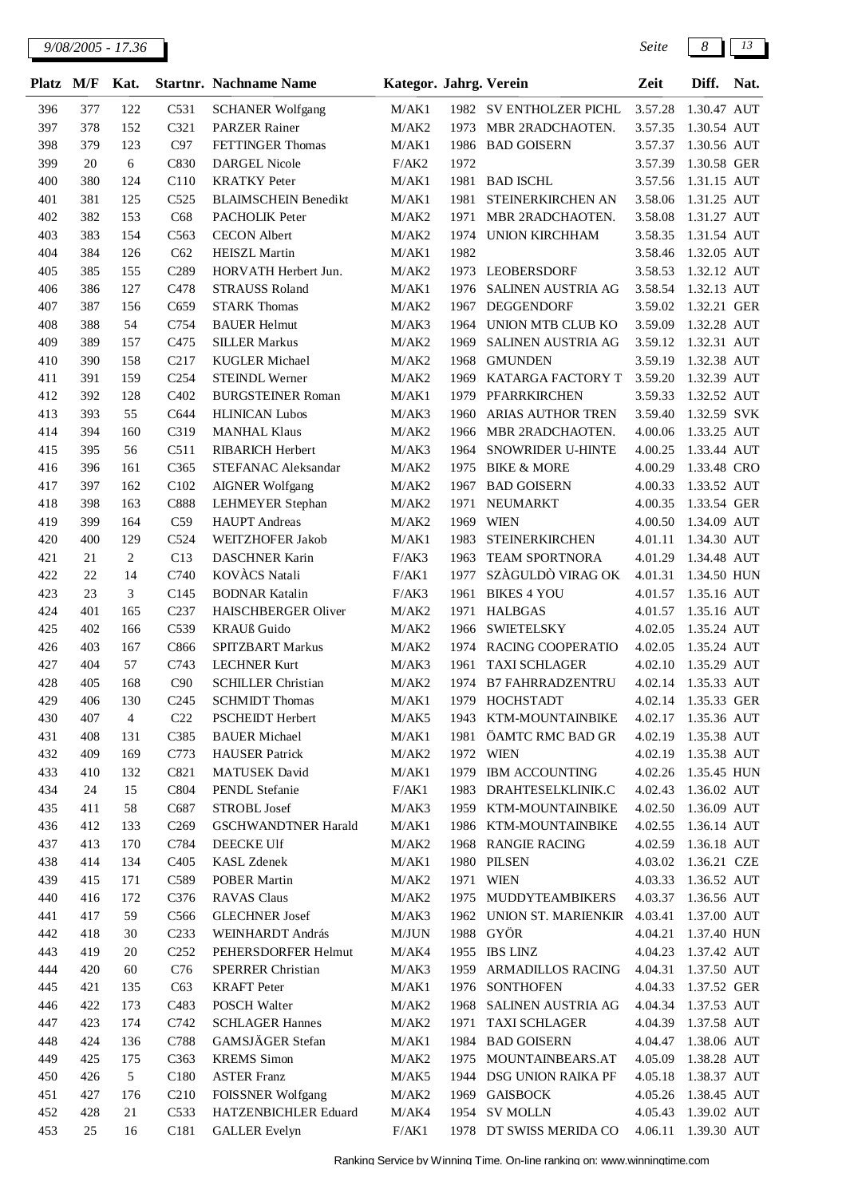| Platz | M/F | Kat. | Startnr. | Nachname Name | Kategor. | Jahrg. | Verein | Zeit | Diff. | Nat. |
|---|---|---|---|---|---|---|---|---|---|---|
| 396 | 377 | 122 | C531 | SCHANER Wolfgang | M/AK1 | 1982 | SV ENTHOLZER PICHL | 3.57.28 | 1.30.47 | AUT |
| 397 | 378 | 152 | C321 | PARZER Rainer | M/AK2 | 1973 | MBR 2RADCHAOTEN. | 3.57.35 | 1.30.54 | AUT |
| 398 | 379 | 123 | C97 | FETTINGER Thomas | M/AK1 | 1986 | BAD GOISERN | 3.57.37 | 1.30.56 | AUT |
| 399 | 20 | 6 | C830 | DARGEL Nicole | F/AK2 | 1972 | | 3.57.39 | 1.30.58 | GER |
| 400 | 380 | 124 | C110 | KRATKY Peter | M/AK1 | 1981 | BAD ISCHL | 3.57.56 | 1.31.15 | AUT |
| 401 | 381 | 125 | C525 | BLAIMSCHEIN Benedikt | M/AK1 | 1981 | STEINERKIRCHEN AN | 3.58.06 | 1.31.25 | AUT |
| 402 | 382 | 153 | C68 | PACHOLIK Peter | M/AK2 | 1971 | MBR 2RADCHAOTEN. | 3.58.08 | 1.31.27 | AUT |
| 403 | 383 | 154 | C563 | CECON Albert | M/AK2 | 1974 | UNION KIRCHHAM | 3.58.35 | 1.31.54 | AUT |
| 404 | 384 | 126 | C62 | HEISZL Martin | M/AK1 | 1982 | | 3.58.46 | 1.32.05 | AUT |
| 405 | 385 | 155 | C289 | HORVATH Herbert Jun. | M/AK2 | 1973 | LEOBERSDORF | 3.58.53 | 1.32.12 | AUT |
| 406 | 386 | 127 | C478 | STRAUSS Roland | M/AK1 | 1976 | SALINEN AUSTRIA AG | 3.58.54 | 1.32.13 | AUT |
| 407 | 387 | 156 | C659 | STARK Thomas | M/AK2 | 1967 | DEGGENDORF | 3.59.02 | 1.32.21 | GER |
| 408 | 388 | 54 | C754 | BAUER Helmut | M/AK3 | 1964 | UNION MTB CLUB KO | 3.59.09 | 1.32.28 | AUT |
| 409 | 389 | 157 | C475 | SILLER Markus | M/AK2 | 1969 | SALINEN AUSTRIA AG | 3.59.12 | 1.32.31 | AUT |
| 410 | 390 | 158 | C217 | KUGLER Michael | M/AK2 | 1968 | GMUNDEN | 3.59.19 | 1.32.38 | AUT |
| 411 | 391 | 159 | C254 | STEINDL Werner | M/AK2 | 1969 | KATARGA FACTORY T | 3.59.20 | 1.32.39 | AUT |
| 412 | 392 | 128 | C402 | BURGSTEINER Roman | M/AK1 | 1979 | PFARRKIRCHEN | 3.59.33 | 1.32.52 | AUT |
| 413 | 393 | 55 | C644 | HLINICAN Lubos | M/AK3 | 1960 | ARIAS AUTHOR TREN | 3.59.40 | 1.32.59 | SVK |
| 414 | 394 | 160 | C319 | MANHAL Klaus | M/AK2 | 1966 | MBR 2RADCHAOTEN. | 4.00.06 | 1.33.25 | AUT |
| 415 | 395 | 56 | C511 | RIBARICH Herbert | M/AK3 | 1964 | SNOWRIDER U-HINTE | 4.00.25 | 1.33.44 | AUT |
| 416 | 396 | 161 | C365 | STEFANAC Aleksandar | M/AK2 | 1975 | BIKE & MORE | 4.00.29 | 1.33.48 | CRO |
| 417 | 397 | 162 | C102 | AIGNER Wolfgang | M/AK2 | 1967 | BAD GOISERN | 4.00.33 | 1.33.52 | AUT |
| 418 | 398 | 163 | C888 | LEHMEYER Stephan | M/AK2 | 1971 | NEUMARKT | 4.00.35 | 1.33.54 | GER |
| 419 | 399 | 164 | C59 | HAUPT Andreas | M/AK2 | 1969 | WIEN | 4.00.50 | 1.34.09 | AUT |
| 420 | 400 | 129 | C524 | WEITZHOFER Jakob | M/AK1 | 1983 | STEINERKIRCHEN | 4.01.11 | 1.34.30 | AUT |
| 421 | 21 | 2 | C13 | DASCHNER Karin | F/AK3 | 1963 | TEAM SPORTNORA | 4.01.29 | 1.34.48 | AUT |
| 422 | 22 | 14 | C740 | KOVÀCS Natali | F/AK1 | 1977 | SZÀGULDÒ VIRAG OK | 4.01.31 | 1.34.50 | HUN |
| 423 | 23 | 3 | C145 | BODNAR Katalin | F/AK3 | 1961 | BIKES 4 YOU | 4.01.57 | 1.35.16 | AUT |
| 424 | 401 | 165 | C237 | HAISCHBERGER Oliver | M/AK2 | 1971 | HALBGAS | 4.01.57 | 1.35.16 | AUT |
| 425 | 402 | 166 | C539 | KRAUß Guido | M/AK2 | 1966 | SWIETELSKY | 4.02.05 | 1.35.24 | AUT |
| 426 | 403 | 167 | C866 | SPITZBART Markus | M/AK2 | 1974 | RACING COOPERATIO | 4.02.05 | 1.35.24 | AUT |
| 427 | 404 | 57 | C743 | LECHNER Kurt | M/AK3 | 1961 | TAXI SCHLAGER | 4.02.10 | 1.35.29 | AUT |
| 428 | 405 | 168 | C90 | SCHILLER Christian | M/AK2 | 1974 | B7 FAHRRADZENTRU | 4.02.14 | 1.35.33 | AUT |
| 429 | 406 | 130 | C245 | SCHMIDT Thomas | M/AK1 | 1979 | HOCHSTADT | 4.02.14 | 1.35.33 | GER |
| 430 | 407 | 4 | C22 | PSCHEIDT Herbert | M/AK5 | 1943 | KTM-MOUNTAINBIKE | 4.02.17 | 1.35.36 | AUT |
| 431 | 408 | 131 | C385 | BAUER Michael | M/AK1 | 1981 | ÖAMTC RMC BAD GR | 4.02.19 | 1.35.38 | AUT |
| 432 | 409 | 169 | C773 | HAUSER Patrick | M/AK2 | 1972 | WIEN | 4.02.19 | 1.35.38 | AUT |
| 433 | 410 | 132 | C821 | MATUSEK David | M/AK1 | 1979 | IBM ACCOUNTING | 4.02.26 | 1.35.45 | HUN |
| 434 | 24 | 15 | C804 | PENDL Stefanie | F/AK1 | 1983 | DRAHTESELKLINIK.C | 4.02.43 | 1.36.02 | AUT |
| 435 | 411 | 58 | C687 | STROBL Josef | M/AK3 | 1959 | KTM-MOUNTAINBIKE | 4.02.50 | 1.36.09 | AUT |
| 436 | 412 | 133 | C269 | GSCHWANDTNER Harald | M/AK1 | 1986 | KTM-MOUNTAINBIKE | 4.02.55 | 1.36.14 | AUT |
| 437 | 413 | 170 | C784 | DEECKE Ulf | M/AK2 | 1968 | RANGIE RACING | 4.02.59 | 1.36.18 | AUT |
| 438 | 414 | 134 | C405 | KASL Zdenek | M/AK1 | 1980 | PILSEN | 4.03.02 | 1.36.21 | CZE |
| 439 | 415 | 171 | C589 | POBER Martin | M/AK2 | 1971 | WIEN | 4.03.33 | 1.36.52 | AUT |
| 440 | 416 | 172 | C376 | RAVAS Claus | M/AK2 | 1975 | MUDDYTEAMBIKERS | 4.03.37 | 1.36.56 | AUT |
| 441 | 417 | 59 | C566 | GLECHNER Josef | M/AK3 | 1962 | UNION ST. MARIENKIR | 4.03.41 | 1.37.00 | AUT |
| 442 | 418 | 30 | C233 | WEINHARDT András | M/JUN | 1988 | GYÖR | 4.04.21 | 1.37.40 | HUN |
| 443 | 419 | 20 | C252 | PEHERSDORFER Helmut | M/AK4 | 1955 | IBS LINZ | 4.04.23 | 1.37.42 | AUT |
| 444 | 420 | 60 | C76 | SPERRER Christian | M/AK3 | 1959 | ARMADILLOS RACING | 4.04.31 | 1.37.50 | AUT |
| 445 | 421 | 135 | C63 | KRAFT Peter | M/AK1 | 1976 | SONTHOFEN | 4.04.33 | 1.37.52 | GER |
| 446 | 422 | 173 | C483 | POSCH Walter | M/AK2 | 1968 | SALINEN AUSTRIA AG | 4.04.34 | 1.37.53 | AUT |
| 447 | 423 | 174 | C742 | SCHLAGER Hannes | M/AK2 | 1971 | TAXI SCHLAGER | 4.04.39 | 1.37.58 | AUT |
| 448 | 424 | 136 | C788 | GAMSJÄGER Stefan | M/AK1 | 1984 | BAD GOISERN | 4.04.47 | 1.38.06 | AUT |
| 449 | 425 | 175 | C363 | KREMS Simon | M/AK2 | 1975 | MOUNTAINBEARS.AT | 4.05.09 | 1.38.28 | AUT |
| 450 | 426 | 5 | C180 | ASTER Franz | M/AK5 | 1944 | DSG UNION RAIKA PF | 4.05.18 | 1.38.37 | AUT |
| 451 | 427 | 176 | C210 | FOISSNER Wolfgang | M/AK2 | 1969 | GAISBOCK | 4.05.26 | 1.38.45 | AUT |
| 452 | 428 | 21 | C533 | HATZENBICHLER Eduard | M/AK4 | 1954 | SV MOLLN | 4.05.43 | 1.39.02 | AUT |
| 453 | 25 | 16 | C181 | GALLER Evelyn | F/AK1 | 1978 | DT SWISS MERIDA CO | 4.06.11 | 1.39.30 | AUT |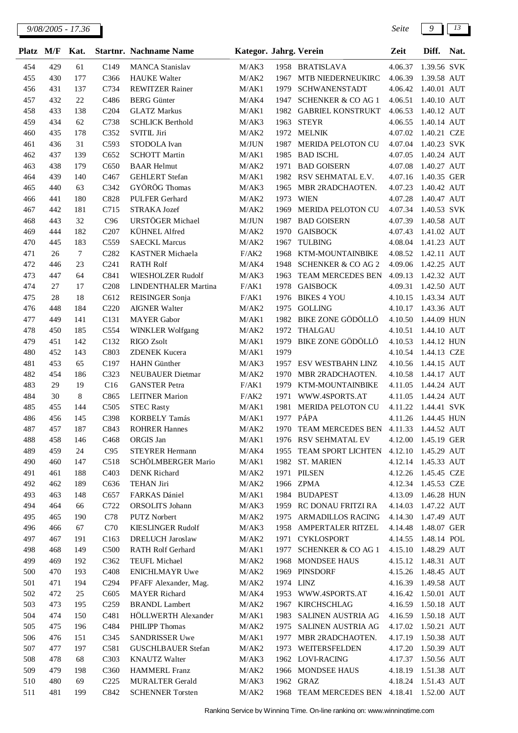| Platz | M/F | Kat. | Startnr. | Nachname Name | Kategor. | Jahrg. | Verein | Zeit | Diff. | Nat. |
|---|---|---|---|---|---|---|---|---|---|---|
| 454 | 429 | 61 | C149 | MANCA Stanislav | M/AK3 | 1958 | BRATISLAVA | 4.06.37 | 1.39.56 | SVK |
| 455 | 430 | 177 | C366 | HAUKE Walter | M/AK2 | 1967 | MTB NIEDERNEUKIRC | 4.06.39 | 1.39.58 | AUT |
| 456 | 431 | 137 | C734 | REWITZER Rainer | M/AK1 | 1979 | SCHWANENSTADT | 4.06.42 | 1.40.01 | AUT |
| 457 | 432 | 22 | C486 | BERG Günter | M/AK4 | 1947 | SCHENKER & CO AG 1 | 4.06.51 | 1.40.10 | AUT |
| 458 | 433 | 138 | C204 | GLATZ Markus | M/AK1 | 1982 | GABRIEL KONSTRUKT | 4.06.53 | 1.40.12 | AUT |
| 459 | 434 | 62 | C738 | SCHLICK Berthold | M/AK3 | 1963 | STEYR | 4.06.55 | 1.40.14 | AUT |
| 460 | 435 | 178 | C352 | SVITIL Jiri | M/AK2 | 1972 | MELNIK | 4.07.02 | 1.40.21 | CZE |
| 461 | 436 | 31 | C593 | STODOLA Ivan | M/JUN | 1987 | MERIDA PELOTON CU | 4.07.04 | 1.40.23 | SVK |
| 462 | 437 | 139 | C652 | SCHOTT Martin | M/AK1 | 1985 | BAD ISCHL | 4.07.05 | 1.40.24 | AUT |
| 463 | 438 | 179 | C650 | BAAR Helmut | M/AK2 | 1971 | BAD GOISERN | 4.07.08 | 1.40.27 | AUT |
| 464 | 439 | 140 | C467 | GEHLERT Stefan | M/AK1 | 1982 | RSV SEHMATAL E.V. | 4.07.16 | 1.40.35 | GER |
| 465 | 440 | 63 | C342 | GYÖRÖG Thomas | M/AK3 | 1965 | MBR 2RADCHAOTEN. | 4.07.23 | 1.40.42 | AUT |
| 466 | 441 | 180 | C828 | PULFER Gerhard | M/AK2 | 1973 | WIEN | 4.07.28 | 1.40.47 | AUT |
| 467 | 442 | 181 | C715 | STRAKA Jozef | M/AK2 | 1969 | MERIDA PELOTON CU | 4.07.34 | 1.40.53 | SVK |
| 468 | 443 | 32 | C96 | URSTÖGER Michael | M/JUN | 1987 | BAD GOISERN | 4.07.39 | 1.40.58 | AUT |
| 469 | 444 | 182 | C207 | KÜHNEL Alfred | M/AK2 | 1970 | GAISBOCK | 4.07.43 | 1.41.02 | AUT |
| 470 | 445 | 183 | C559 | SAECKL Marcus | M/AK2 | 1967 | TULBING | 4.08.04 | 1.41.23 | AUT |
| 471 | 26 | 7 | C282 | KASTNER Michaela | F/AK2 | 1968 | KTM-MOUNTAINBIKE | 4.08.52 | 1.42.11 | AUT |
| 472 | 446 | 23 | C241 | RATH Rolf | M/AK4 | 1948 | SCHENKER & CO AG 2 | 4.09.06 | 1.42.25 | AUT |
| 473 | 447 | 64 | C841 | WIESHOLZER Rudolf | M/AK3 | 1963 | TEAM MERCEDES BEN | 4.09.13 | 1.42.32 | AUT |
| 474 | 27 | 17 | C208 | LINDENTHALER Martina | F/AK1 | 1978 | GAISBOCK | 4.09.31 | 1.42.50 | AUT |
| 475 | 28 | 18 | C612 | REISINGER Sonja | F/AK1 | 1976 | BIKES 4 YOU | 4.10.15 | 1.43.34 | AUT |
| 476 | 448 | 184 | C220 | AIGNER Walter | M/AK2 | 1975 | GOLLING | 4.10.17 | 1.43.36 | AUT |
| 477 | 449 | 141 | C131 | MAYER Gabor | M/AK1 | 1982 | BIKE ZONE GÖDÖLLÖ | 4.10.50 | 1.44.09 | HUN |
| 478 | 450 | 185 | C554 | WINKLER Wolfgang | M/AK2 | 1972 | THALGAU | 4.10.51 | 1.44.10 | AUT |
| 479 | 451 | 142 | C132 | RIGO Zsolt | M/AK1 | 1979 | BIKE ZONE GÖDÖLLÖ | 4.10.53 | 1.44.12 | HUN |
| 480 | 452 | 143 | C803 | ZDENEK Kucera | M/AK1 | 1979 | | 4.10.54 | 1.44.13 | CZE |
| 481 | 453 | 65 | C197 | HAHN Günther | M/AK3 | 1957 | ESV WESTBAHN LINZ | 4.10.56 | 1.44.15 | AUT |
| 482 | 454 | 186 | C323 | NEUBAUER Dietmar | M/AK2 | 1970 | MBR 2RADCHAOTEN. | 4.10.58 | 1.44.17 | AUT |
| 483 | 29 | 19 | C16 | GANSTER Petra | F/AK1 | 1979 | KTM-MOUNTAINBIKE | 4.11.05 | 1.44.24 | AUT |
| 484 | 30 | 8 | C865 | LEITNER Marion | F/AK2 | 1971 | WWW.4SPORTS.AT | 4.11.05 | 1.44.24 | AUT |
| 485 | 455 | 144 | C505 | STEC Rasty | M/AK1 | 1981 | MERIDA PELOTON CU | 4.11.22 | 1.44.41 | SVK |
| 486 | 456 | 145 | C398 | KORBELY Tamás | M/AK1 | 1977 | PÁPA | 4.11.26 | 1.44.45 | HUN |
| 487 | 457 | 187 | C843 | ROHRER Hannes | M/AK2 | 1970 | TEAM MERCEDES BEN | 4.11.33 | 1.44.52 | AUT |
| 488 | 458 | 146 | C468 | ORGIS Jan | M/AK1 | 1976 | RSV SEHMATAL EV | 4.12.00 | 1.45.19 | GER |
| 489 | 459 | 24 | C95 | STEYRER Hermann | M/AK4 | 1955 | TEAM SPORT LICHTEN | 4.12.10 | 1.45.29 | AUT |
| 490 | 460 | 147 | C518 | SCHÖLMBERGER Mario | M/AK1 | 1982 | ST. MARIEN | 4.12.14 | 1.45.33 | AUT |
| 491 | 461 | 188 | C403 | DENK Richard | M/AK2 | 1971 | PILSEN | 4.12.26 | 1.45.45 | CZE |
| 492 | 462 | 189 | C636 | TEHAN Jiri | M/AK2 | 1966 | ZPMA | 4.12.34 | 1.45.53 | CZE |
| 493 | 463 | 148 | C657 | FARKAS Dániel | M/AK1 | 1984 | BUDAPEST | 4.13.09 | 1.46.28 | HUN |
| 494 | 464 | 66 | C722 | ORSOLITS Johann | M/AK3 | 1959 | RC DONAU FRITZI RA | 4.14.03 | 1.47.22 | AUT |
| 495 | 465 | 190 | C78 | PUTZ Norbert | M/AK2 | 1975 | ARMADILLOS RACING | 4.14.30 | 1.47.49 | AUT |
| 496 | 466 | 67 | C70 | KIESLINGER Rudolf | M/AK3 | 1958 | AMPERTALER RITZEL | 4.14.48 | 1.48.07 | GER |
| 497 | 467 | 191 | C163 | DRELUCH Jaroslaw | M/AK2 | 1971 | CYKLOSPORT | 4.14.55 | 1.48.14 | POL |
| 498 | 468 | 149 | C500 | RATH Rolf Gerhard | M/AK1 | 1977 | SCHENKER & CO AG 1 | 4.15.10 | 1.48.29 | AUT |
| 499 | 469 | 192 | C362 | TEUFL Michael | M/AK2 | 1968 | MONDSEE HAUS | 4.15.12 | 1.48.31 | AUT |
| 500 | 470 | 193 | C408 | ENICHLMAYR Uwe | M/AK2 | 1969 | PINSDORF | 4.15.26 | 1.48.45 | AUT |
| 501 | 471 | 194 | C294 | PFAFF Alexander, Mag. | M/AK2 | 1974 | LINZ | 4.16.39 | 1.49.58 | AUT |
| 502 | 472 | 25 | C605 | MAYER Richard | M/AK4 | 1953 | WWW.4SPORTS.AT | 4.16.42 | 1.50.01 | AUT |
| 503 | 473 | 195 | C259 | BRANDL Lambert | M/AK2 | 1967 | KIRCHSCHLAG | 4.16.59 | 1.50.18 | AUT |
| 504 | 474 | 150 | C481 | HÖLLWERTH Alexander | M/AK1 | 1983 | SALINEN AUSTRIA AG | 4.16.59 | 1.50.18 | AUT |
| 505 | 475 | 196 | C484 | PHILIPP Thomas | M/AK2 | 1975 | SALINEN AUSTRIA AG | 4.17.02 | 1.50.21 | AUT |
| 506 | 476 | 151 | C345 | SANDRISSER Uwe | M/AK1 | 1977 | MBR 2RADCHAOTEN. | 4.17.19 | 1.50.38 | AUT |
| 507 | 477 | 197 | C581 | GUSCHLBAUER Stefan | M/AK2 | 1973 | WEITERSFELDEN | 4.17.20 | 1.50.39 | AUT |
| 508 | 478 | 68 | C303 | KNAUTZ Walter | M/AK3 | 1962 | LOVI-RACING | 4.17.37 | 1.50.56 | AUT |
| 509 | 479 | 198 | C360 | HAMMERL Franz | M/AK2 | 1966 | MONDSEE HAUS | 4.18.19 | 1.51.38 | AUT |
| 510 | 480 | 69 | C225 | MURALTER Gerald | M/AK3 | 1962 | GRAZ | 4.18.24 | 1.51.43 | AUT |
| 511 | 481 | 199 | C842 | SCHENNER Torsten | M/AK2 | 1968 | TEAM MERCEDES BEN | 4.18.41 | 1.52.00 | AUT |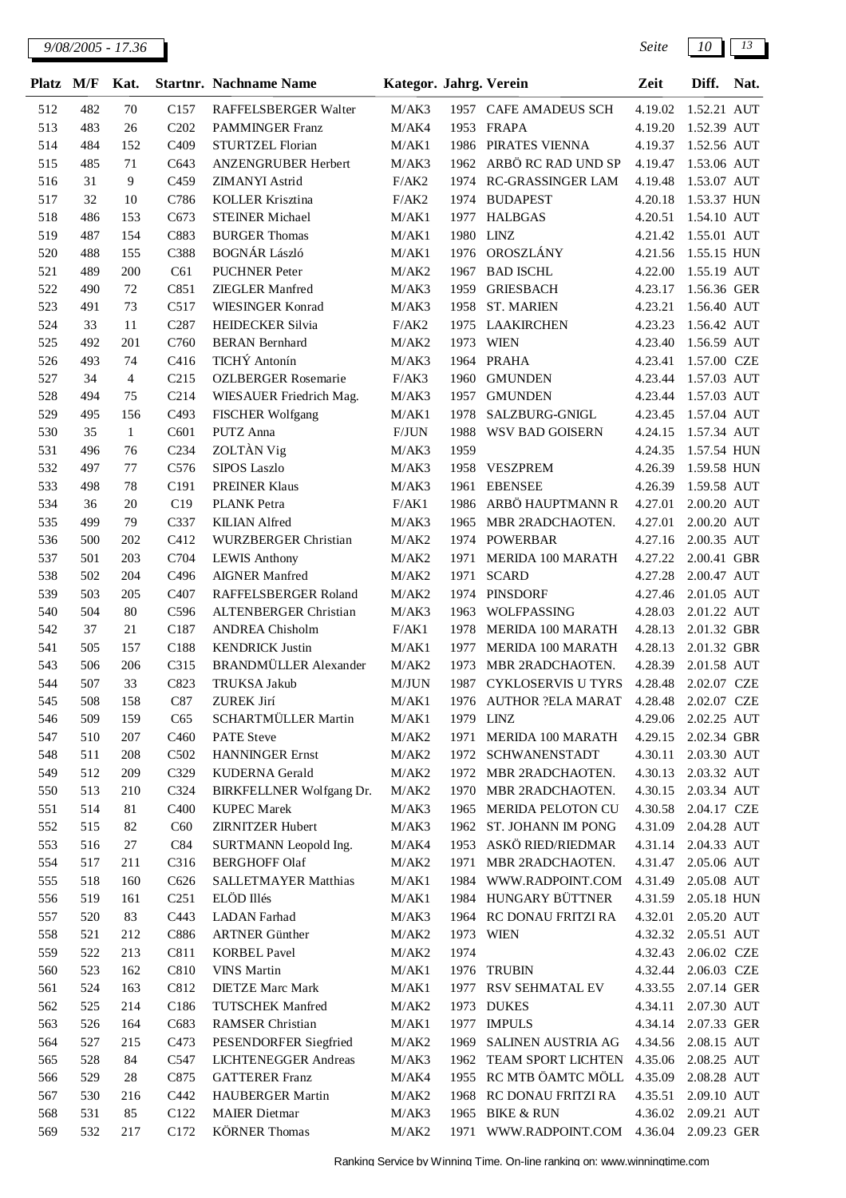| Platz | M/F | Kat. | Startnr. | Nachname Name | Kategor. | Jahrg. | Verein | Zeit | Diff. | Nat. |
|---|---|---|---|---|---|---|---|---|---|---|
| 512 | 482 | 70 | C157 | RAFFELSBERGER Walter | M/AK3 | 1957 | CAFE AMADEUS SCH | 4.19.02 | 1.52.21 | AUT |
| 513 | 483 | 26 | C202 | PAMMINGER Franz | M/AK4 | 1953 | FRAPA | 4.19.20 | 1.52.39 | AUT |
| 514 | 484 | 152 | C409 | STURTZEL Florian | M/AK1 | 1986 | PIRATES VIENNA | 4.19.37 | 1.52.56 | AUT |
| 515 | 485 | 71 | C643 | ANZENGRUBER Herbert | M/AK3 | 1962 | ARBÖ RC RAD UND SP | 4.19.47 | 1.53.06 | AUT |
| 516 | 31 | 9 | C459 | ZIMANYI Astrid | F/AK2 | 1974 | RC-GRASSINGER LAM | 4.19.48 | 1.53.07 | AUT |
| 517 | 32 | 10 | C786 | KOLLER Krisztina | F/AK2 | 1974 | BUDAPEST | 4.20.18 | 1.53.37 | HUN |
| 518 | 486 | 153 | C673 | STEINER Michael | M/AK1 | 1977 | HALBGAS | 4.20.51 | 1.54.10 | AUT |
| 519 | 487 | 154 | C883 | BURGER Thomas | M/AK1 | 1980 | LINZ | 4.21.42 | 1.55.01 | AUT |
| 520 | 488 | 155 | C388 | BOGNÁR László | M/AK1 | 1976 | OROSZLÁNY | 4.21.56 | 1.55.15 | HUN |
| 521 | 489 | 200 | C61 | PUCHNER Peter | M/AK2 | 1967 | BAD ISCHL | 4.22.00 | 1.55.19 | AUT |
| 522 | 490 | 72 | C851 | ZIEGLER Manfred | M/AK3 | 1959 | GRIESBACH | 4.23.17 | 1.56.36 | GER |
| 523 | 491 | 73 | C517 | WIESINGER Konrad | M/AK3 | 1958 | ST. MARIEN | 4.23.21 | 1.56.40 | AUT |
| 524 | 33 | 11 | C287 | HEIDECKER Silvia | F/AK2 | 1975 | LAAKIRCHEN | 4.23.23 | 1.56.42 | AUT |
| 525 | 492 | 201 | C760 | BERAN Bernhard | M/AK2 | 1973 | WIEN | 4.23.40 | 1.56.59 | AUT |
| 526 | 493 | 74 | C416 | TICHÝ Antonín | M/AK3 | 1964 | PRAHA | 4.23.41 | 1.57.00 | CZE |
| 527 | 34 | 4 | C215 | OZLBERGER Rosemarie | F/AK3 | 1960 | GMUNDEN | 4.23.44 | 1.57.03 | AUT |
| 528 | 494 | 75 | C214 | WIESAUER Friedrich Mag. | M/AK3 | 1957 | GMUNDEN | 4.23.44 | 1.57.03 | AUT |
| 529 | 495 | 156 | C493 | FISCHER Wolfgang | M/AK1 | 1978 | SALZBURG-GNIGL | 4.23.45 | 1.57.04 | AUT |
| 530 | 35 | 1 | C601 | PUTZ Anna | F/JUN | 1988 | WSV BAD GOISERN | 4.24.15 | 1.57.34 | AUT |
| 531 | 496 | 76 | C234 | ZOLTÀN Vig | M/AK3 | 1959 | | 4.24.35 | 1.57.54 | HUN |
| 532 | 497 | 77 | C576 | SIPOS Laszlo | M/AK3 | 1958 | VESZPREM | 4.26.39 | 1.59.58 | HUN |
| 533 | 498 | 78 | C191 | PREINER Klaus | M/AK3 | 1961 | EBENSEE | 4.26.39 | 1.59.58 | AUT |
| 534 | 36 | 20 | C19 | PLANK Petra | F/AK1 | 1986 | ARBÖ HAUPTMANN R | 4.27.01 | 2.00.20 | AUT |
| 535 | 499 | 79 | C337 | KILIAN Alfred | M/AK3 | 1965 | MBR 2RADCHAOTEN. | 4.27.01 | 2.00.20 | AUT |
| 536 | 500 | 202 | C412 | WURZBERGER Christian | M/AK2 | 1974 | POWERBAR | 4.27.16 | 2.00.35 | AUT |
| 537 | 501 | 203 | C704 | LEWIS Anthony | M/AK2 | 1971 | MERIDA 100 MARATH | 4.27.22 | 2.00.41 | GBR |
| 538 | 502 | 204 | C496 | AIGNER Manfred | M/AK2 | 1971 | SCARD | 4.27.28 | 2.00.47 | AUT |
| 539 | 503 | 205 | C407 | RAFFELSBERGER Roland | M/AK2 | 1974 | PINSDORF | 4.27.46 | 2.01.05 | AUT |
| 540 | 504 | 80 | C596 | ALTENBERGER Christian | M/AK3 | 1963 | WOLFPASSING | 4.28.03 | 2.01.22 | AUT |
| 542 | 37 | 21 | C187 | ANDREA Chisholm | F/AK1 | 1978 | MERIDA 100 MARATH | 4.28.13 | 2.01.32 | GBR |
| 541 | 505 | 157 | C188 | KENDRICK Justin | M/AK1 | 1977 | MERIDA 100 MARATH | 4.28.13 | 2.01.32 | GBR |
| 543 | 506 | 206 | C315 | BRANDMÜLLER Alexander | M/AK2 | 1973 | MBR 2RADCHAOTEN. | 4.28.39 | 2.01.58 | AUT |
| 544 | 507 | 33 | C823 | TRUKSA Jakub | M/JUN | 1987 | CYKLOSERVIS U TYRS | 4.28.48 | 2.02.07 | CZE |
| 545 | 508 | 158 | C87 | ZUREK Jirí | M/AK1 | 1976 | AUTHOR ?ELA MARAT | 4.28.48 | 2.02.07 | CZE |
| 546 | 509 | 159 | C65 | SCHARTMÜLLER Martin | M/AK1 | 1979 | LINZ | 4.29.06 | 2.02.25 | AUT |
| 547 | 510 | 207 | C460 | PATE Steve | M/AK2 | 1971 | MERIDA 100 MARATH | 4.29.15 | 2.02.34 | GBR |
| 548 | 511 | 208 | C502 | HANNINGER Ernst | M/AK2 | 1972 | SCHWANENSTADT | 4.30.11 | 2.03.30 | AUT |
| 549 | 512 | 209 | C329 | KUDERNA Gerald | M/AK2 | 1972 | MBR 2RADCHAOTEN. | 4.30.13 | 2.03.32 | AUT |
| 550 | 513 | 210 | C324 | BIRKFELLNER Wolfgang Dr. | M/AK2 | 1970 | MBR 2RADCHAOTEN. | 4.30.15 | 2.03.34 | AUT |
| 551 | 514 | 81 | C400 | KUPEC Marek | M/AK3 | 1965 | MERIDA PELOTON CU | 4.30.58 | 2.04.17 | CZE |
| 552 | 515 | 82 | C60 | ZIRNITZER Hubert | M/AK3 | 1962 | ST. JOHANN IM PONG | 4.31.09 | 2.04.28 | AUT |
| 553 | 516 | 27 | C84 | SURTMANN Leopold Ing. | M/AK4 | 1953 | ASKÖ RIED/RIEDMAR | 4.31.14 | 2.04.33 | AUT |
| 554 | 517 | 211 | C316 | BERGHOFF Olaf | M/AK2 | 1971 | MBR 2RADCHAOTEN. | 4.31.47 | 2.05.06 | AUT |
| 555 | 518 | 160 | C626 | SALLETMAYER Matthias | M/AK1 | 1984 | WWW.RADPOINT.COM | 4.31.49 | 2.05.08 | AUT |
| 556 | 519 | 161 | C251 | ELÖD Illés | M/AK1 | 1984 | HUNGARY BÜTTNER | 4.31.59 | 2.05.18 | HUN |
| 557 | 520 | 83 | C443 | LADAN Farhad | M/AK3 | 1964 | RC DONAU FRITZI RA | 4.32.01 | 2.05.20 | AUT |
| 558 | 521 | 212 | C886 | ARTNER Günther | M/AK2 | 1973 | WIEN | 4.32.32 | 2.05.51 | AUT |
| 559 | 522 | 213 | C811 | KORBEL Pavel | M/AK2 | 1974 | | 4.32.43 | 2.06.02 | CZE |
| 560 | 523 | 162 | C810 | VINS Martin | M/AK1 | 1976 | TRUBIN | 4.32.44 | 2.06.03 | CZE |
| 561 | 524 | 163 | C812 | DIETZE Marc Mark | M/AK1 | 1977 | RSV SEHMATAL EV | 4.33.55 | 2.07.14 | GER |
| 562 | 525 | 214 | C186 | TUTSCHEK Manfred | M/AK2 | 1973 | DUKES | 4.34.11 | 2.07.30 | AUT |
| 563 | 526 | 164 | C683 | RAMSER Christian | M/AK1 | 1977 | IMPULS | 4.34.14 | 2.07.33 | GER |
| 564 | 527 | 215 | C473 | PESENDORFER Siegfried | M/AK2 | 1969 | SALINEN AUSTRIA AG | 4.34.56 | 2.08.15 | AUT |
| 565 | 528 | 84 | C547 | LICHTENEGGER Andreas | M/AK3 | 1962 | TEAM SPORT LICHTEN | 4.35.06 | 2.08.25 | AUT |
| 566 | 529 | 28 | C875 | GATTERER Franz | M/AK4 | 1955 | RC MTB ÖAMTC MÖLL | 4.35.09 | 2.08.28 | AUT |
| 567 | 530 | 216 | C442 | HAUBERGER Martin | M/AK2 | 1968 | RC DONAU FRITZI RA | 4.35.51 | 2.09.10 | AUT |
| 568 | 531 | 85 | C122 | MAIER Dietmar | M/AK3 | 1965 | BIKE & RUN | 4.36.02 | 2.09.21 | AUT |
| 569 | 532 | 217 | C172 | KÖRNER Thomas | M/AK2 | 1971 | WWW.RADPOINT.COM | 4.36.04 | 2.09.23 | GER |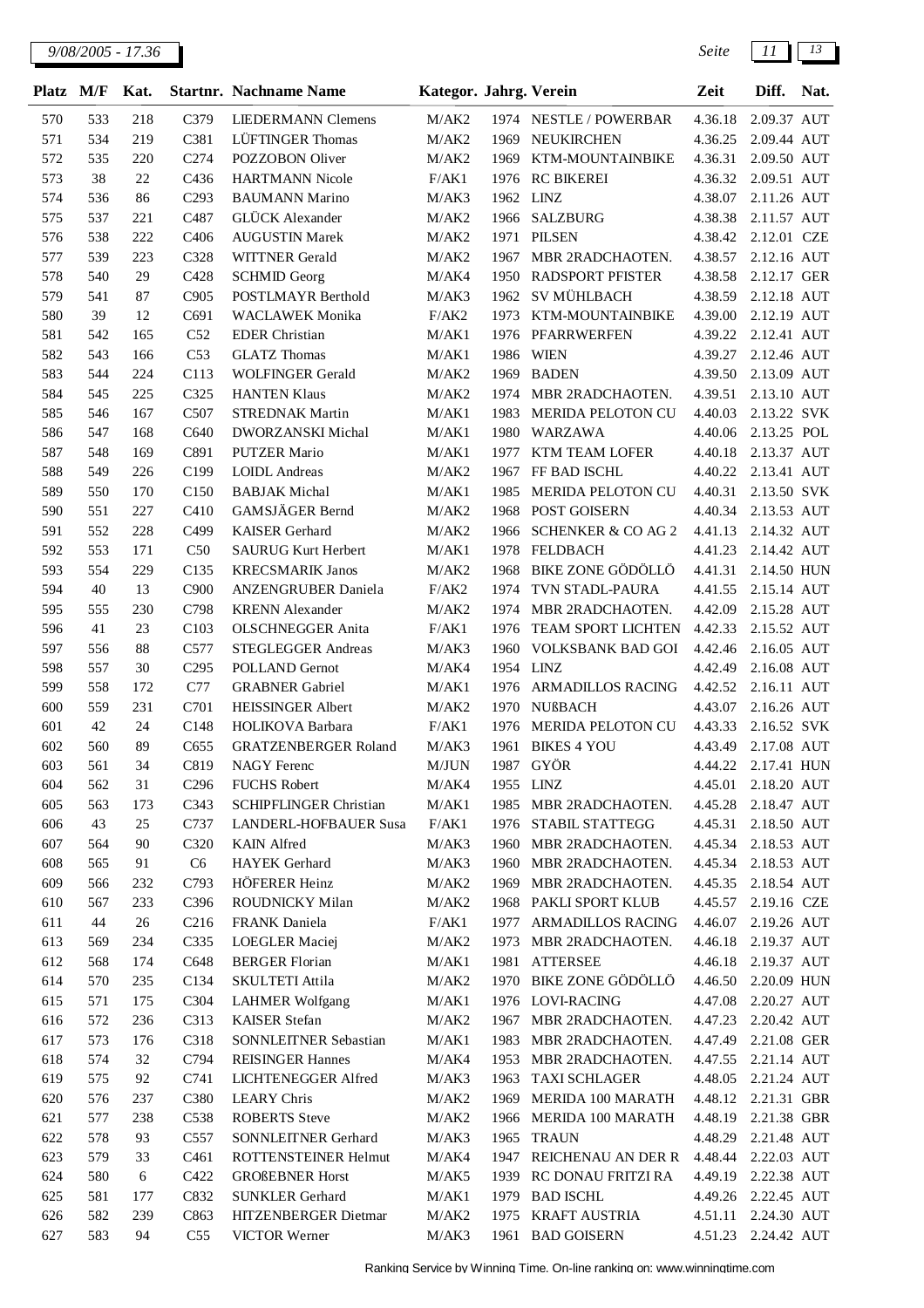| Platz | M/F | Kat. | Startnr. | Nachname Name | Kategor. | Jahrg. | Verein | Zeit | Diff. | Nat. |
|---|---|---|---|---|---|---|---|---|---|---|
| 570 | 533 | 218 | C379 | LIEDERMANN Clemens | M/AK2 | 1974 | NESTLE / POWERBAR | 4.36.18 | 2.09.37 | AUT |
| 571 | 534 | 219 | C381 | LÜFTINGER Thomas | M/AK2 | 1969 | NEUKIRCHEN | 4.36.25 | 2.09.44 | AUT |
| 572 | 535 | 220 | C274 | POZZOBON Oliver | M/AK2 | 1969 | KTM-MOUNTAINBIKE | 4.36.31 | 2.09.50 | AUT |
| 573 | 38 | 22 | C436 | HARTMANN Nicole | F/AK1 | 1976 | RC BIKEREI | 4.36.32 | 2.09.51 | AUT |
| 574 | 536 | 86 | C293 | BAUMANN Marino | M/AK3 | 1962 | LINZ | 4.38.07 | 2.11.26 | AUT |
| 575 | 537 | 221 | C487 | GLÜCK Alexander | M/AK2 | 1966 | SALZBURG | 4.38.38 | 2.11.57 | AUT |
| 576 | 538 | 222 | C406 | AUGUSTIN Marek | M/AK2 | 1971 | PILSEN | 4.38.42 | 2.12.01 | CZE |
| 577 | 539 | 223 | C328 | WITTNER Gerald | M/AK2 | 1967 | MBR 2RADCHAOTEN. | 4.38.57 | 2.12.16 | AUT |
| 578 | 540 | 29 | C428 | SCHMID Georg | M/AK4 | 1950 | RADSPORT PFISTER | 4.38.58 | 2.12.17 | GER |
| 579 | 541 | 87 | C905 | POSTLMAYR Berthold | M/AK3 | 1962 | SV MÜHLBACH | 4.38.59 | 2.12.18 | AUT |
| 580 | 39 | 12 | C691 | WACLAWEK Monika | F/AK2 | 1973 | KTM-MOUNTAINBIKE | 4.39.00 | 2.12.19 | AUT |
| 581 | 542 | 165 | C52 | EDER Christian | M/AK1 | 1976 | PFARRWERFEN | 4.39.22 | 2.12.41 | AUT |
| 582 | 543 | 166 | C53 | GLATZ Thomas | M/AK1 | 1986 | WIEN | 4.39.27 | 2.12.46 | AUT |
| 583 | 544 | 224 | C113 | WOLFINGER Gerald | M/AK2 | 1969 | BADEN | 4.39.50 | 2.13.09 | AUT |
| 584 | 545 | 225 | C325 | HANTEN Klaus | M/AK2 | 1974 | MBR 2RADCHAOTEN. | 4.39.51 | 2.13.10 | AUT |
| 585 | 546 | 167 | C507 | STREDNAK Martin | M/AK1 | 1983 | MERIDA PELOTON CU | 4.40.03 | 2.13.22 | SVK |
| 586 | 547 | 168 | C640 | DWORZANSKI Michal | M/AK1 | 1980 | WARZAWA | 4.40.06 | 2.13.25 | POL |
| 587 | 548 | 169 | C891 | PUTZER Mario | M/AK1 | 1977 | KTM TEAM LOFER | 4.40.18 | 2.13.37 | AUT |
| 588 | 549 | 226 | C199 | LOIDL Andreas | M/AK2 | 1967 | FF BAD ISCHL | 4.40.22 | 2.13.41 | AUT |
| 589 | 550 | 170 | C150 | BABJAK Michal | M/AK1 | 1985 | MERIDA PELOTON CU | 4.40.31 | 2.13.50 | SVK |
| 590 | 551 | 227 | C410 | GAMSJÄGER Bernd | M/AK2 | 1968 | POST GOISERN | 4.40.34 | 2.13.53 | AUT |
| 591 | 552 | 228 | C499 | KAISER Gerhard | M/AK2 | 1966 | SCHENKER & CO AG 2 | 4.41.13 | 2.14.32 | AUT |
| 592 | 553 | 171 | C50 | SAURUG Kurt Herbert | M/AK1 | 1978 | FELDBACH | 4.41.23 | 2.14.42 | AUT |
| 593 | 554 | 229 | C135 | KRECSMARIK Janos | M/AK2 | 1968 | BIKE ZONE GÖDÖLLÖ | 4.41.31 | 2.14.50 | HUN |
| 594 | 40 | 13 | C900 | ANZENGRUBER Daniela | F/AK2 | 1974 | TVN STADL-PAURA | 4.41.55 | 2.15.14 | AUT |
| 595 | 555 | 230 | C798 | KRENN Alexander | M/AK2 | 1974 | MBR 2RADCHAOTEN. | 4.42.09 | 2.15.28 | AUT |
| 596 | 41 | 23 | C103 | OLSCHNEGGER Anita | F/AK1 | 1976 | TEAM SPORT LICHTEN | 4.42.33 | 2.15.52 | AUT |
| 597 | 556 | 88 | C577 | STEGLEGGER Andreas | M/AK3 | 1960 | VOLKSBANK BAD GOI | 4.42.46 | 2.16.05 | AUT |
| 598 | 557 | 30 | C295 | POLLAND Gernot | M/AK4 | 1954 | LINZ | 4.42.49 | 2.16.08 | AUT |
| 599 | 558 | 172 | C77 | GRABNER Gabriel | M/AK1 | 1976 | ARMADILLOS RACING | 4.42.52 | 2.16.11 | AUT |
| 600 | 559 | 231 | C701 | HEISSINGER Albert | M/AK2 | 1970 | NUßBACH | 4.43.07 | 2.16.26 | AUT |
| 601 | 42 | 24 | C148 | HOLIKOVA Barbara | F/AK1 | 1976 | MERIDA PELOTON CU | 4.43.33 | 2.16.52 | SVK |
| 602 | 560 | 89 | C655 | GRATZENBERGER Roland | M/AK3 | 1961 | BIKES 4 YOU | 4.43.49 | 2.17.08 | AUT |
| 603 | 561 | 34 | C819 | NAGY Ferenc | M/JUN | 1987 | GYÖR | 4.44.22 | 2.17.41 | HUN |
| 604 | 562 | 31 | C296 | FUCHS Robert | M/AK4 | 1955 | LINZ | 4.45.01 | 2.18.20 | AUT |
| 605 | 563 | 173 | C343 | SCHIPFLINGER Christian | M/AK1 | 1985 | MBR 2RADCHAOTEN. | 4.45.28 | 2.18.47 | AUT |
| 606 | 43 | 25 | C737 | LANDERL-HOFBAUER Susa | F/AK1 | 1976 | STABIL STATTEGG | 4.45.31 | 2.18.50 | AUT |
| 607 | 564 | 90 | C320 | KAIN Alfred | M/AK3 | 1960 | MBR 2RADCHAOTEN. | 4.45.34 | 2.18.53 | AUT |
| 608 | 565 | 91 | C6 | HAYEK Gerhard | M/AK3 | 1960 | MBR 2RADCHAOTEN. | 4.45.34 | 2.18.53 | AUT |
| 609 | 566 | 232 | C793 | HÖFERER Heinz | M/AK2 | 1969 | MBR 2RADCHAOTEN. | 4.45.35 | 2.18.54 | AUT |
| 610 | 567 | 233 | C396 | ROUDNICKY Milan | M/AK2 | 1968 | PAKLI SPORT KLUB | 4.45.57 | 2.19.16 | CZE |
| 611 | 44 | 26 | C216 | FRANK Daniela | F/AK1 | 1977 | ARMADILLOS RACING | 4.46.07 | 2.19.26 | AUT |
| 613 | 569 | 234 | C335 | LOEGLER Maciej | M/AK2 | 1973 | MBR 2RADCHAOTEN. | 4.46.18 | 2.19.37 | AUT |
| 612 | 568 | 174 | C648 | BERGER Florian | M/AK1 | 1981 | ATTERSEE | 4.46.18 | 2.19.37 | AUT |
| 614 | 570 | 235 | C134 | SKULTETI Attila | M/AK2 | 1970 | BIKE ZONE GÖDÖLLÖ | 4.46.50 | 2.20.09 | HUN |
| 615 | 571 | 175 | C304 | LAHMER Wolfgang | M/AK1 | 1976 | LOVI-RACING | 4.47.08 | 2.20.27 | AUT |
| 616 | 572 | 236 | C313 | KAISER Stefan | M/AK2 | 1967 | MBR 2RADCHAOTEN. | 4.47.23 | 2.20.42 | AUT |
| 617 | 573 | 176 | C318 | SONNLEITNER Sebastian | M/AK1 | 1983 | MBR 2RADCHAOTEN. | 4.47.49 | 2.21.08 | GER |
| 618 | 574 | 32 | C794 | REISINGER Hannes | M/AK4 | 1953 | MBR 2RADCHAOTEN. | 4.47.55 | 2.21.14 | AUT |
| 619 | 575 | 92 | C741 | LICHTENEGGER Alfred | M/AK3 | 1963 | TAXI SCHLAGER | 4.48.05 | 2.21.24 | AUT |
| 620 | 576 | 237 | C380 | LEARY Chris | M/AK2 | 1969 | MERIDA 100 MARATH | 4.48.12 | 2.21.31 | GBR |
| 621 | 577 | 238 | C538 | ROBERTS Steve | M/AK2 | 1966 | MERIDA 100 MARATH | 4.48.19 | 2.21.38 | GBR |
| 622 | 578 | 93 | C557 | SONNLEITNER Gerhard | M/AK3 | 1965 | TRAUN | 4.48.29 | 2.21.48 | AUT |
| 623 | 579 | 33 | C461 | ROTTENSTEINER Helmut | M/AK4 | 1947 | REICHENAU AN DER R | 4.48.44 | 2.22.03 | AUT |
| 624 | 580 | 6 | C422 | GROßEBNER Horst | M/AK5 | 1939 | RC DONAU FRITZI RA | 4.49.19 | 2.22.38 | AUT |
| 625 | 581 | 177 | C832 | SUNKLER Gerhard | M/AK1 | 1979 | BAD ISCHL | 4.49.26 | 2.22.45 | AUT |
| 626 | 582 | 239 | C863 | HITZENBERGER Dietmar | M/AK2 | 1975 | KRAFT AUSTRIA | 4.51.11 | 2.24.30 | AUT |
| 627 | 583 | 94 | C55 | VICTOR Werner | M/AK3 | 1961 | BAD GOISERN | 4.51.23 | 2.24.42 | AUT |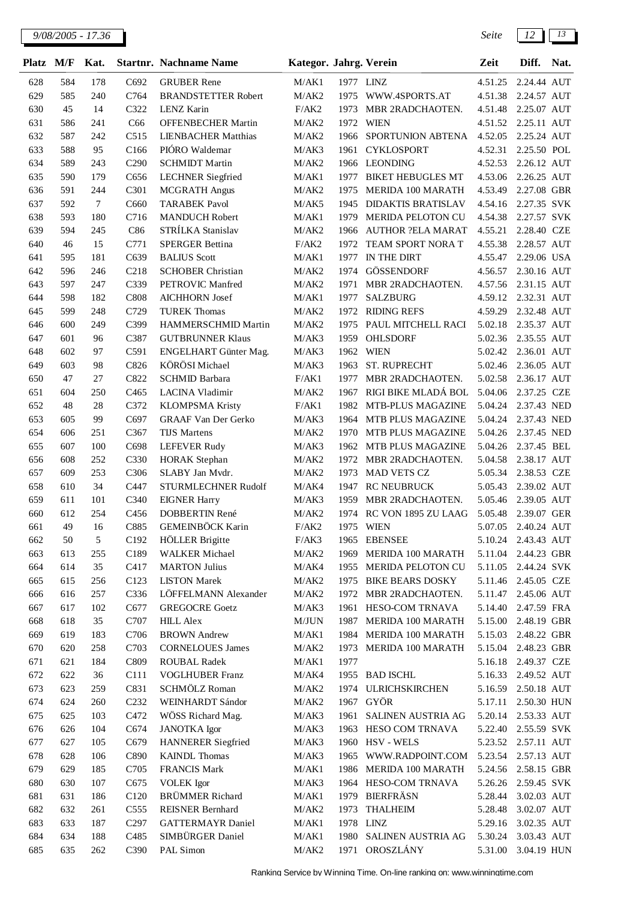| Platz | M/F | Kat. | Startnr. | Nachname Name | Kategor. | Jahrg. | Verein | Zeit | Diff. | Nat. |
|---|---|---|---|---|---|---|---|---|---|---|
| 628 | 584 | 178 | C692 | GRUBER Rene | M/AK1 | 1977 | LINZ | 4.51.25 | 2.24.44 | AUT |
| 629 | 585 | 240 | C764 | BRANDSTETTER Robert | M/AK2 | 1975 | WWW.4SPORTS.AT | 4.51.38 | 2.24.57 | AUT |
| 630 | 45 | 14 | C322 | LENZ Karin | F/AK2 | 1973 | MBR 2RADCHAOTEN. | 4.51.48 | 2.25.07 | AUT |
| 631 | 586 | 241 | C66 | OFFENBECHER Martin | M/AK2 | 1972 | WIEN | 4.51.52 | 2.25.11 | AUT |
| 632 | 587 | 242 | C515 | LIENBACHER Matthias | M/AK2 | 1966 | SPORTUNION ABTENA | 4.52.05 | 2.25.24 | AUT |
| 633 | 588 | 95 | C166 | PIÓRO Waldemar | M/AK3 | 1961 | CYKLOSPORT | 4.52.31 | 2.25.50 | POL |
| 634 | 589 | 243 | C290 | SCHMIDT Martin | M/AK2 | 1966 | LEONDING | 4.52.53 | 2.26.12 | AUT |
| 635 | 590 | 179 | C656 | LECHNER Siegfried | M/AK1 | 1977 | BIKET HEBUGLES MT | 4.53.06 | 2.26.25 | AUT |
| 636 | 591 | 244 | C301 | MCGRATH Angus | M/AK2 | 1975 | MERIDA 100 MARATH | 4.53.49 | 2.27.08 | GBR |
| 637 | 592 | 7 | C660 | TARABEK Pavol | M/AK5 | 1945 | DIDAKTIS BRATISLAV | 4.54.16 | 2.27.35 | SVK |
| 638 | 593 | 180 | C716 | MANDUCH Robert | M/AK1 | 1979 | MERIDA PELOTON CU | 4.54.38 | 2.27.57 | SVK |
| 639 | 594 | 245 | C86 | STRÍLKA Stanislav | M/AK2 | 1966 | AUTHOR ?ELA MARAT | 4.55.21 | 2.28.40 | CZE |
| 640 | 46 | 15 | C771 | SPERGER Bettina | F/AK2 | 1972 | TEAM SPORT NORA T | 4.55.38 | 2.28.57 | AUT |
| 641 | 595 | 181 | C639 | BALIUS Scott | M/AK1 | 1977 | IN THE DIRT | 4.55.47 | 2.29.06 | USA |
| 642 | 596 | 246 | C218 | SCHOBER Christian | M/AK2 | 1974 | GÖSSENDORF | 4.56.57 | 2.30.16 | AUT |
| 643 | 597 | 247 | C339 | PETROVIC Manfred | M/AK2 | 1971 | MBR 2RADCHAOTEN. | 4.57.56 | 2.31.15 | AUT |
| 644 | 598 | 182 | C808 | AICHHORN Josef | M/AK1 | 1977 | SALZBURG | 4.59.12 | 2.32.31 | AUT |
| 645 | 599 | 248 | C729 | TUREK Thomas | M/AK2 | 1972 | RIDING REFS | 4.59.29 | 2.32.48 | AUT |
| 646 | 600 | 249 | C399 | HAMMERSCHMID Martin | M/AK2 | 1975 | PAUL MITCHELL RACI | 5.02.18 | 2.35.37 | AUT |
| 647 | 601 | 96 | C387 | GUTBRUNNER Klaus | M/AK3 | 1959 | OHLSDORF | 5.02.36 | 2.35.55 | AUT |
| 648 | 602 | 97 | C591 | ENGELHART Günter Mag. | M/AK3 | 1962 | WIEN | 5.02.42 | 2.36.01 | AUT |
| 649 | 603 | 98 | C826 | KÖRÖSI Michael | M/AK3 | 1963 | ST. RUPRECHT | 5.02.46 | 2.36.05 | AUT |
| 650 | 47 | 27 | C822 | SCHMID Barbara | F/AK1 | 1977 | MBR 2RADCHAOTEN. | 5.02.58 | 2.36.17 | AUT |
| 651 | 604 | 250 | C465 | LACINA Vladimir | M/AK2 | 1967 | RIGI BIKE MLADÁ BOL | 5.04.06 | 2.37.25 | CZE |
| 652 | 48 | 28 | C372 | KLOMPSMA Kristy | F/AK1 | 1982 | MTB-PLUS MAGAZINE | 5.04.24 | 2.37.43 | NED |
| 653 | 605 | 99 | C697 | GRAAF Van Der Gerko | M/AK3 | 1964 | MTB PLUS MAGAZINE | 5.04.24 | 2.37.43 | NED |
| 654 | 606 | 251 | C367 | TIJS Martens | M/AK2 | 1970 | MTB PLUS MAGAZINE | 5.04.26 | 2.37.45 | NED |
| 655 | 607 | 100 | C698 | LEFEVER Rudy | M/AK3 | 1962 | MTB PLUS MAGAZINE | 5.04.26 | 2.37.45 | BEL |
| 656 | 608 | 252 | C330 | HORAK Stephan | M/AK2 | 1972 | MBR 2RADCHAOTEN. | 5.04.58 | 2.38.17 | AUT |
| 657 | 609 | 253 | C306 | SLABY Jan Mvdr. | M/AK2 | 1973 | MAD VETS CZ | 5.05.34 | 2.38.53 | CZE |
| 658 | 610 | 34 | C447 | STURMLECHNER Rudolf | M/AK4 | 1947 | RC NEUBRUCK | 5.05.43 | 2.39.02 | AUT |
| 659 | 611 | 101 | C340 | EIGNER Harry | M/AK3 | 1959 | MBR 2RADCHAOTEN. | 5.05.46 | 2.39.05 | AUT |
| 660 | 612 | 254 | C456 | DOBBERTIN René | M/AK2 | 1974 | RC VON 1895 ZU LAAG | 5.05.48 | 2.39.07 | GER |
| 661 | 49 | 16 | C885 | GEMEINBÖCK Karin | F/AK2 | 1975 | WIEN | 5.07.05 | 2.40.24 | AUT |
| 662 | 50 | 5 | C192 | HÖLLER Brigitte | F/AK3 | 1965 | EBENSEE | 5.10.24 | 2.43.43 | AUT |
| 663 | 613 | 255 | C189 | WALKER Michael | M/AK2 | 1969 | MERIDA 100 MARATH | 5.11.04 | 2.44.23 | GBR |
| 664 | 614 | 35 | C417 | MARTON Julius | M/AK4 | 1955 | MERIDA PELOTON CU | 5.11.05 | 2.44.24 | SVK |
| 665 | 615 | 256 | C123 | LISTON Marek | M/AK2 | 1975 | BIKE BEARS DOSKY | 5.11.46 | 2.45.05 | CZE |
| 666 | 616 | 257 | C336 | LÖFFELMANN Alexander | M/AK2 | 1972 | MBR 2RADCHAOTEN. | 5.11.47 | 2.45.06 | AUT |
| 667 | 617 | 102 | C677 | GREGOCRE Goetz | M/AK3 | 1961 | HESO-COM TRNAVA | 5.14.40 | 2.47.59 | FRA |
| 668 | 618 | 35 | C707 | HILL Alex | M/JUN | 1987 | MERIDA 100 MARATH | 5.15.00 | 2.48.19 | GBR |
| 669 | 619 | 183 | C706 | BROWN Andrew | M/AK1 | 1984 | MERIDA 100 MARATH | 5.15.03 | 2.48.22 | GBR |
| 670 | 620 | 258 | C703 | CORNELOUES James | M/AK2 | 1973 | MERIDA 100 MARATH | 5.15.04 | 2.48.23 | GBR |
| 671 | 621 | 184 | C809 | ROUBAL Radek | M/AK1 | 1977 | | 5.16.18 | 2.49.37 | CZE |
| 672 | 622 | 36 | C111 | VOGLHUBER Franz | M/AK4 | 1955 | BAD ISCHL | 5.16.33 | 2.49.52 | AUT |
| 673 | 623 | 259 | C831 | SCHMÖLZ Roman | M/AK2 | 1974 | ULRICHSKIRCHEN | 5.16.59 | 2.50.18 | AUT |
| 674 | 624 | 260 | C232 | WEINHARDT Sándor | M/AK2 | 1967 | GYÖR | 5.17.11 | 2.50.30 | HUN |
| 675 | 625 | 103 | C472 | WÖSS Richard Mag. | M/AK3 | 1961 | SALINEN AUSTRIA AG | 5.20.14 | 2.53.33 | AUT |
| 676 | 626 | 104 | C674 | JANOTKA Igor | M/AK3 | 1963 | HESO COM TRNAVA | 5.22.40 | 2.55.59 | SVK |
| 677 | 627 | 105 | C679 | HANNERER Siegfried | M/AK3 | 1960 | HSV - WELS | 5.23.52 | 2.57.11 | AUT |
| 678 | 628 | 106 | C890 | KAINDL Thomas | M/AK3 | 1965 | WWW.RADPOINT.COM | 5.23.54 | 2.57.13 | AUT |
| 679 | 629 | 185 | C705 | FRANCIS Mark | M/AK1 | 1986 | MERIDA 100 MARATH | 5.24.56 | 2.58.15 | GBR |
| 680 | 630 | 107 | C675 | VOLEK Igor | M/AK3 | 1964 | HESO-COM TRNAVA | 5.26.26 | 2.59.45 | SVK |
| 681 | 631 | 186 | C120 | BRÜMMER Richard | M/AK1 | 1979 | BIERFRÄSN | 5.28.44 | 3.02.03 | AUT |
| 682 | 632 | 261 | C555 | REISNER Bernhard | M/AK2 | 1973 | THALHEIM | 5.28.48 | 3.02.07 | AUT |
| 683 | 633 | 187 | C297 | GATTERMAYR Daniel | M/AK1 | 1978 | LINZ | 5.29.16 | 3.02.35 | AUT |
| 684 | 634 | 188 | C485 | SIMBÜRGER Daniel | M/AK1 | 1980 | SALINEN AUSTRIA AG | 5.30.24 | 3.03.43 | AUT |
| 685 | 635 | 262 | C390 | PAL Simon | M/AK2 | 1971 | OROSZLÁNY | 5.31.00 | 3.04.19 | HUN |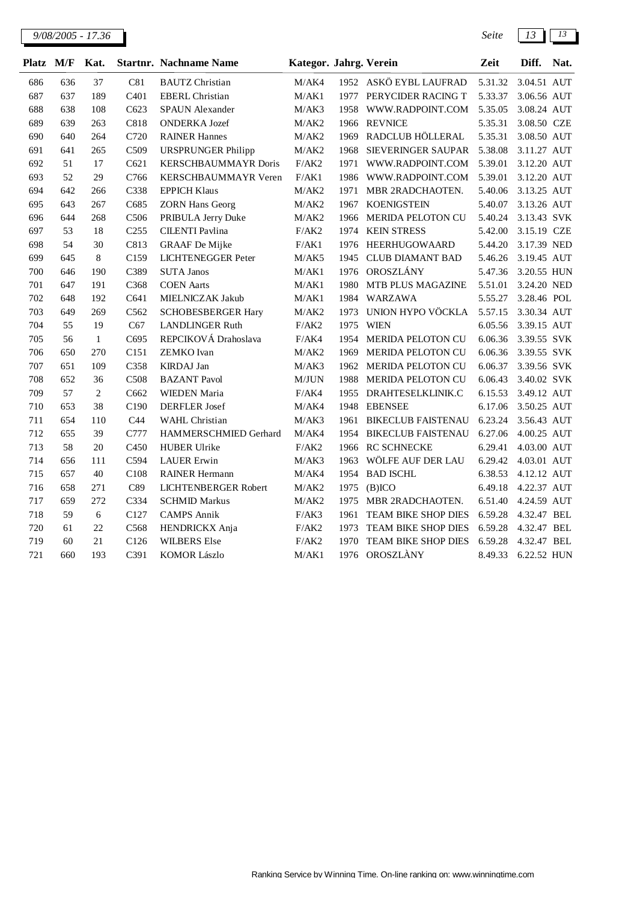| Platz | M/F | Kat. | Startnr. | Nachname Name | Kategor. | Jahrg. | Verein | Zeit | Diff. | Nat. |
|---|---|---|---|---|---|---|---|---|---|---|
| 686 | 636 | 37 | C81 | BAUTZ Christian | M/AK4 | 1952 | ASKÖ EYBL LAUFRAD | 5.31.32 | 3.04.51 | AUT |
| 687 | 637 | 189 | C401 | EBERL Christian | M/AK1 | 1977 | PERYCIDER RACING T | 5.33.37 | 3.06.56 | AUT |
| 688 | 638 | 108 | C623 | SPAUN Alexander | M/AK3 | 1958 | WWW.RADPOINT.COM | 5.35.05 | 3.08.24 | AUT |
| 689 | 639 | 263 | C818 | ONDERKA Jozef | M/AK2 | 1966 | REVNICE | 5.35.31 | 3.08.50 | CZE |
| 690 | 640 | 264 | C720 | RAINER Hannes | M/AK2 | 1969 | RADCLUB HÖLLERAL | 5.35.31 | 3.08.50 | AUT |
| 691 | 641 | 265 | C509 | URSPRUNGER Philipp | M/AK2 | 1968 | SIEVERINGER SAUPAR | 5.38.08 | 3.11.27 | AUT |
| 692 | 51 | 17 | C621 | KERSCHBAUMMAYR Doris | F/AK2 | 1971 | WWW.RADPOINT.COM | 5.39.01 | 3.12.20 | AUT |
| 693 | 52 | 29 | C766 | KERSCHBAUMMAYR Veren | F/AK1 | 1986 | WWW.RADPOINT.COM | 5.39.01 | 3.12.20 | AUT |
| 694 | 642 | 266 | C338 | EPPICH Klaus | M/AK2 | 1971 | MBR 2RADCHAOTEN. | 5.40.06 | 3.13.25 | AUT |
| 695 | 643 | 267 | C685 | ZORN Hans Georg | M/AK2 | 1967 | KOENIGSTEIN | 5.40.07 | 3.13.26 | AUT |
| 696 | 644 | 268 | C506 | PRIBULA Jerry Duke | M/AK2 | 1966 | MERIDA PELOTON CU | 5.40.24 | 3.13.43 | SVK |
| 697 | 53 | 18 | C255 | CILENTI Pavlina | F/AK2 | 1974 | KEIN STRESS | 5.42.00 | 3.15.19 | CZE |
| 698 | 54 | 30 | C813 | GRAAF De Mijke | F/AK1 | 1976 | HEERHUGOWAARD | 5.44.20 | 3.17.39 | NED |
| 699 | 645 | 8 | C159 | LICHTENEGGER Peter | M/AK5 | 1945 | CLUB DIAMANT BAD | 5.46.26 | 3.19.45 | AUT |
| 700 | 646 | 190 | C389 | SUTA Janos | M/AK1 | 1976 | OROSZLÁNY | 5.47.36 | 3.20.55 | HUN |
| 701 | 647 | 191 | C368 | COEN Aarts | M/AK1 | 1980 | MTB PLUS MAGAZINE | 5.51.01 | 3.24.20 | NED |
| 702 | 648 | 192 | C641 | MIELNICZAK Jakub | M/AK1 | 1984 | WARZAWA | 5.55.27 | 3.28.46 | POL |
| 703 | 649 | 269 | C562 | SCHOBESBERGER Hary | M/AK2 | 1973 | UNION HYPO VÖCKLA | 5.57.15 | 3.30.34 | AUT |
| 704 | 55 | 19 | C67 | LANDLINGER Ruth | F/AK2 | 1975 | WIEN | 6.05.56 | 3.39.15 | AUT |
| 705 | 56 | 1 | C695 | REPCIKOVÁ Drahoslava | F/AK4 | 1954 | MERIDA PELOTON CU | 6.06.36 | 3.39.55 | SVK |
| 706 | 650 | 270 | C151 | ZEMKO Ivan | M/AK2 | 1969 | MERIDA PELOTON CU | 6.06.36 | 3.39.55 | SVK |
| 707 | 651 | 109 | C358 | KIRDAJ Jan | M/AK3 | 1962 | MERIDA PELOTON CU | 6.06.37 | 3.39.56 | SVK |
| 708 | 652 | 36 | C508 | BAZANT Pavol | M/JUN | 1988 | MERIDA PELOTON CU | 6.06.43 | 3.40.02 | SVK |
| 709 | 57 | 2 | C662 | WIEDEN Maria | F/AK4 | 1955 | DRAHTESELKLINIK.C | 6.15.53 | 3.49.12 | AUT |
| 710 | 653 | 38 | C190 | DERFLER Josef | M/AK4 | 1948 | EBENSEE | 6.17.06 | 3.50.25 | AUT |
| 711 | 654 | 110 | C44 | WAHL Christian | M/AK3 | 1961 | BIKECLUB FAISTENAU | 6.23.24 | 3.56.43 | AUT |
| 712 | 655 | 39 | C777 | HAMMERSCHMIED Gerhard | M/AK4 | 1954 | BIKECLUB FAISTENAU | 6.27.06 | 4.00.25 | AUT |
| 713 | 58 | 20 | C450 | HUBER Ulrike | F/AK2 | 1966 | RC SCHNECKE | 6.29.41 | 4.03.00 | AUT |
| 714 | 656 | 111 | C594 | LAUER Erwin | M/AK3 | 1963 | WÖLFE AUF DER LAU | 6.29.42 | 4.03.01 | AUT |
| 715 | 657 | 40 | C108 | RAINER Hermann | M/AK4 | 1954 | BAD ISCHL | 6.38.53 | 4.12.12 | AUT |
| 716 | 658 | 271 | C89 | LICHTENBERGER Robert | M/AK2 | 1975 | (B)ICO | 6.49.18 | 4.22.37 | AUT |
| 717 | 659 | 272 | C334 | SCHMID Markus | M/AK2 | 1975 | MBR 2RADCHAOTEN. | 6.51.40 | 4.24.59 | AUT |
| 718 | 59 | 6 | C127 | CAMPS Annik | F/AK3 | 1961 | TEAM BIKE SHOP DIES | 6.59.28 | 4.32.47 | BEL |
| 720 | 61 | 22 | C568 | HENDRICKX Anja | F/AK2 | 1973 | TEAM BIKE SHOP DIES | 6.59.28 | 4.32.47 | BEL |
| 719 | 60 | 21 | C126 | WILBERS Else | F/AK2 | 1970 | TEAM BIKE SHOP DIES | 6.59.28 | 4.32.47 | BEL |
| 721 | 660 | 193 | C391 | KOMOR Lászlo | M/AK1 | 1976 | OROSZLÀNY | 8.49.33 | 6.22.52 | HUN |